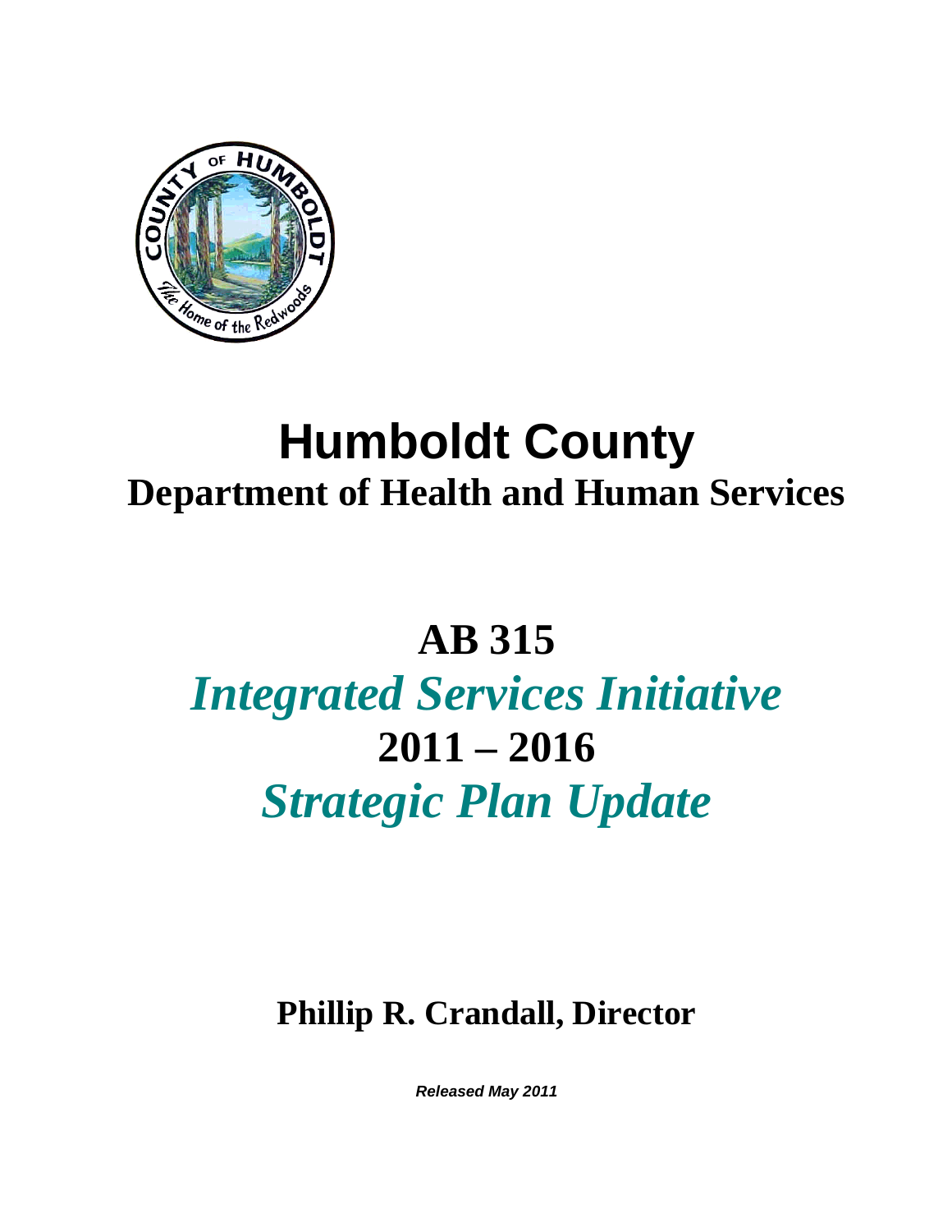# Humboldt County

## Department of Health and Human Services

# AB 315

# *Integrated Services Initiative*

# 2011 – 2016

# *Strategic Plan Update*

**Phillip R. Crandall, Director**

***Released May 2011***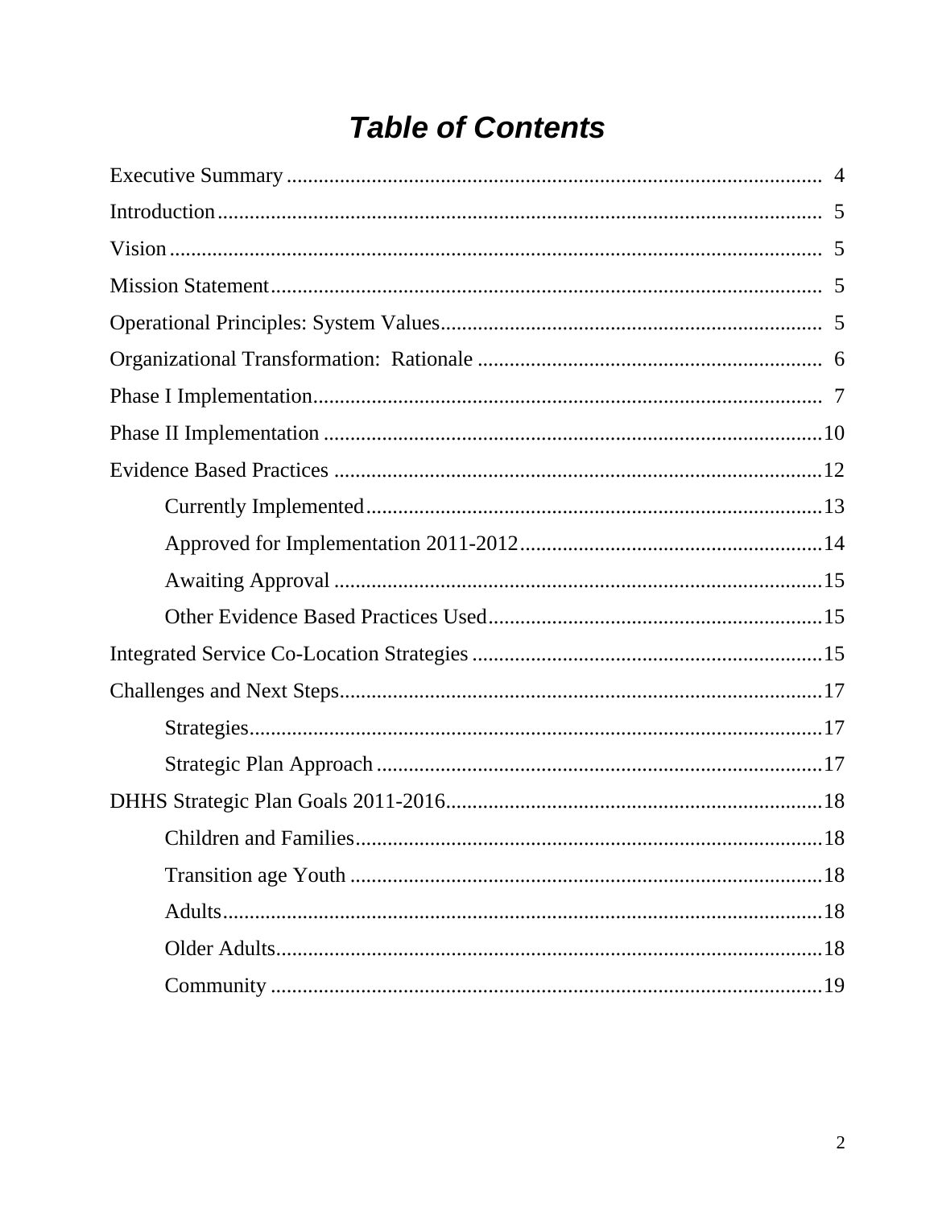# *Table of Contents*

- Executive Summary .......... 4
- Introduction .......... 5
- Vision .......... 5
- Mission Statement .......... 5
- Operational Principles: System Values .......... 5
- Organizational Transformation: Rationale .......... 6
- Phase I Implementation .......... 7
- Phase II Implementation .......... 10
- Evidence Based Practices .......... 12
  - Currently Implemented .......... 13
  - Approved for Implementation 2011-2012 .......... 14
  - Awaiting Approval .......... 15
  - Other Evidence Based Practices Used .......... 15
- Integrated Service Co-Location Strategies .......... 15
- Challenges and Next Steps .......... 17
  - Strategies .......... 17
  - Strategic Plan Approach .......... 17
- DHHS Strategic Plan Goals 2011-2016 .......... 18
  - Children and Families .......... 18
  - Transition age Youth .......... 18
  - Adults .......... 18
  - Older Adults .......... 18
  - Community .......... 19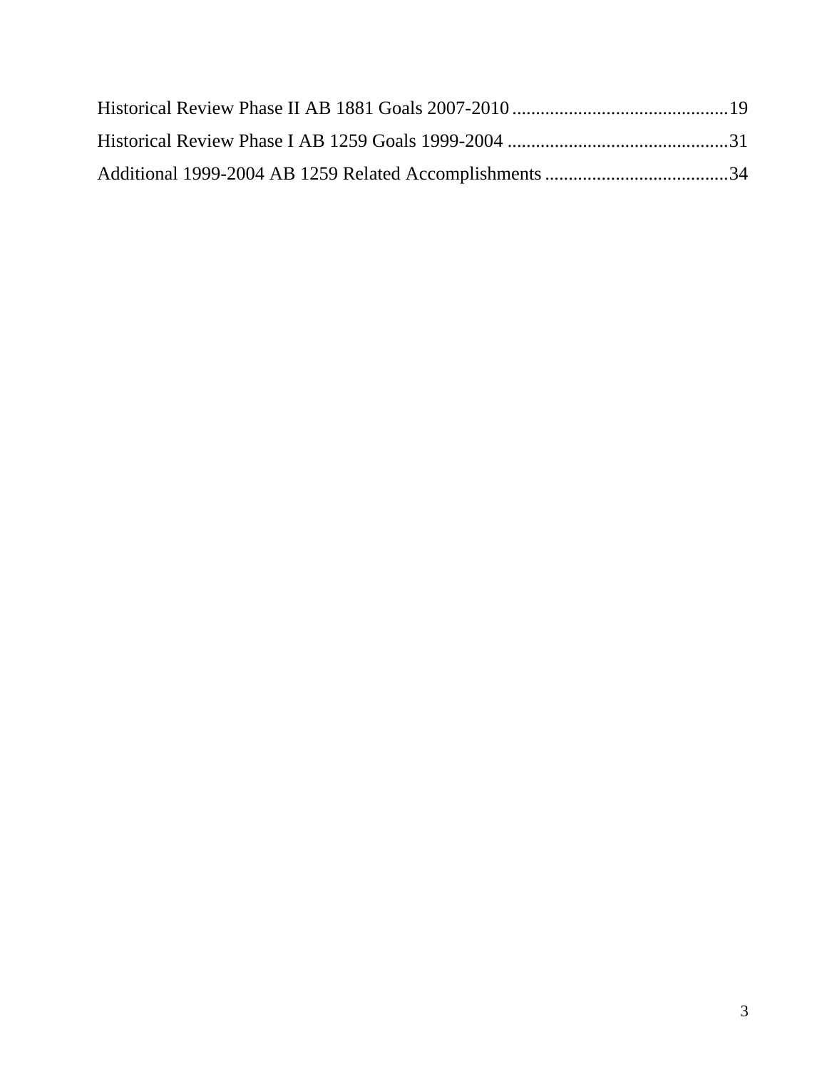Historical Review Phase II AB 1881 Goals 2007-2010 ............................................19

Historical Review Phase I AB 1259 Goals 1999-2004 ............................................31

Additional 1999-2004 AB 1259 Related Accomplishments ......................................34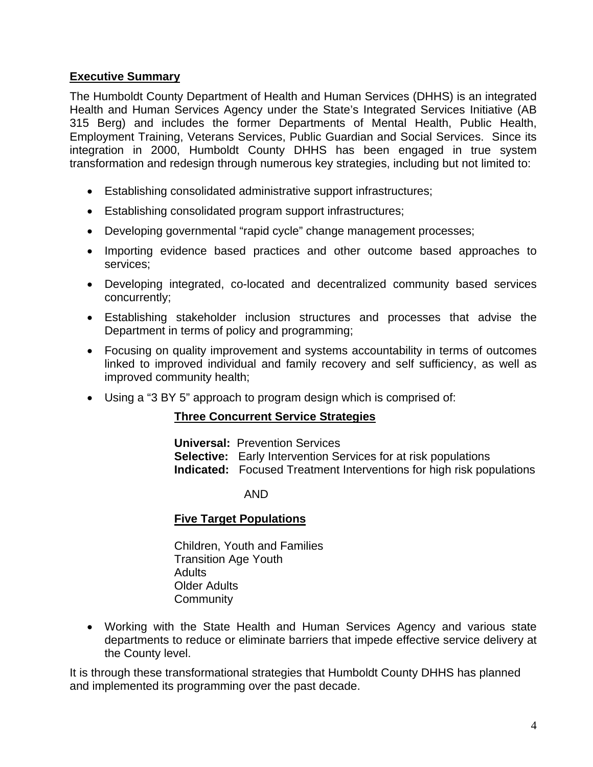## Executive Summary

The Humboldt County Department of Health and Human Services (DHHS) is an integrated Health and Human Services Agency under the State's Integrated Services Initiative (AB 315 Berg) and includes the former Departments of Mental Health, Public Health, Employment Training, Veterans Services, Public Guardian and Social Services. Since its integration in 2000, Humboldt County DHHS has been engaged in true system transformation and redesign through numerous key strategies, including but not limited to:

- Establishing consolidated administrative support infrastructures;
- Establishing consolidated program support infrastructures;
- Developing governmental "rapid cycle" change management processes;
- Importing evidence based practices and other outcome based approaches to services;
- Developing integrated, co-located and decentralized community based services concurrently;
- Establishing stakeholder inclusion structures and processes that advise the Department in terms of policy and programming;
- Focusing on quality improvement and systems accountability in terms of outcomes linked to improved individual and family recovery and self sufficiency, as well as improved community health;
- Using a "3 BY 5" approach to program design which is comprised of:

  **Three Concurrent Service Strategies**

  **Universal:** Prevention Services
  **Selective:** Early Intervention Services for at risk populations
  **Indicated:** Focused Treatment Interventions for high risk populations

  AND

  **Five Target Populations**

  Children, Youth and Families
  Transition Age Youth
  Adults
  Older Adults
  Community

- Working with the State Health and Human Services Agency and various state departments to reduce or eliminate barriers that impede effective service delivery at the County level.

It is through these transformational strategies that Humboldt County DHHS has planned and implemented its programming over the past decade.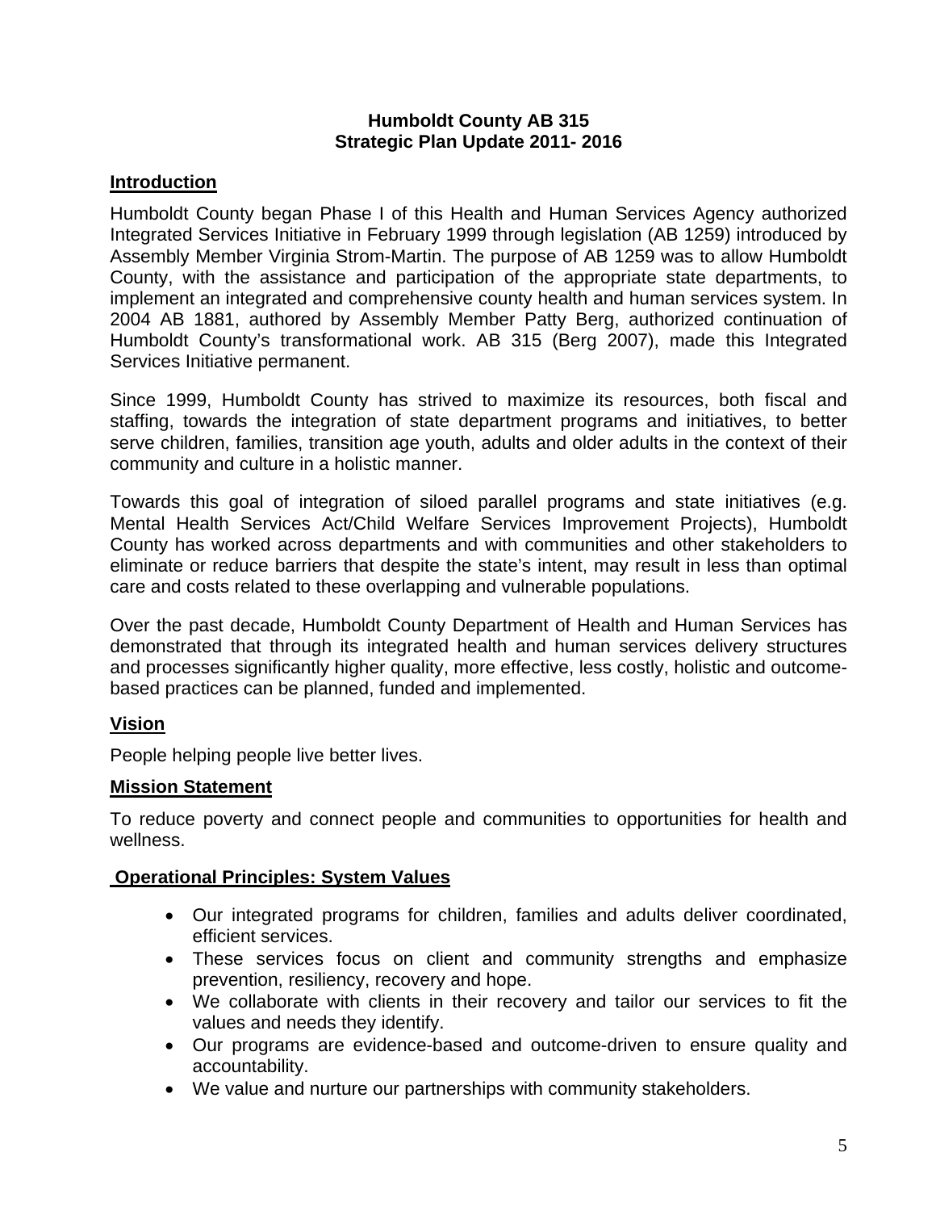# Humboldt County AB 315
# Strategic Plan Update 2011- 2016

## Introduction

Humboldt County began Phase I of this Health and Human Services Agency authorized Integrated Services Initiative in February 1999 through legislation (AB 1259) introduced by Assembly Member Virginia Strom-Martin. The purpose of AB 1259 was to allow Humboldt County, with the assistance and participation of the appropriate state departments, to implement an integrated and comprehensive county health and human services system. In 2004 AB 1881, authored by Assembly Member Patty Berg, authorized continuation of Humboldt County's transformational work. AB 315 (Berg 2007), made this Integrated Services Initiative permanent.

Since 1999, Humboldt County has strived to maximize its resources, both fiscal and staffing, towards the integration of state department programs and initiatives, to better serve children, families, transition age youth, adults and older adults in the context of their community and culture in a holistic manner.

Towards this goal of integration of siloed parallel programs and state initiatives (e.g. Mental Health Services Act/Child Welfare Services Improvement Projects), Humboldt County has worked across departments and with communities and other stakeholders to eliminate or reduce barriers that despite the state's intent, may result in less than optimal care and costs related to these overlapping and vulnerable populations.

Over the past decade, Humboldt County Department of Health and Human Services has demonstrated that through its integrated health and human services delivery structures and processes significantly higher quality, more effective, less costly, holistic and outcome-based practices can be planned, funded and implemented.

## Vision

People helping people live better lives.

## Mission Statement

To reduce poverty and connect people and communities to opportunities for health and wellness.

## Operational Principles: System Values

- Our integrated programs for children, families and adults deliver coordinated, efficient services.
- These services focus on client and community strengths and emphasize prevention, resiliency, recovery and hope.
- We collaborate with clients in their recovery and tailor our services to fit the values and needs they identify.
- Our programs are evidence-based and outcome-driven to ensure quality and accountability.
- We value and nurture our partnerships with community stakeholders.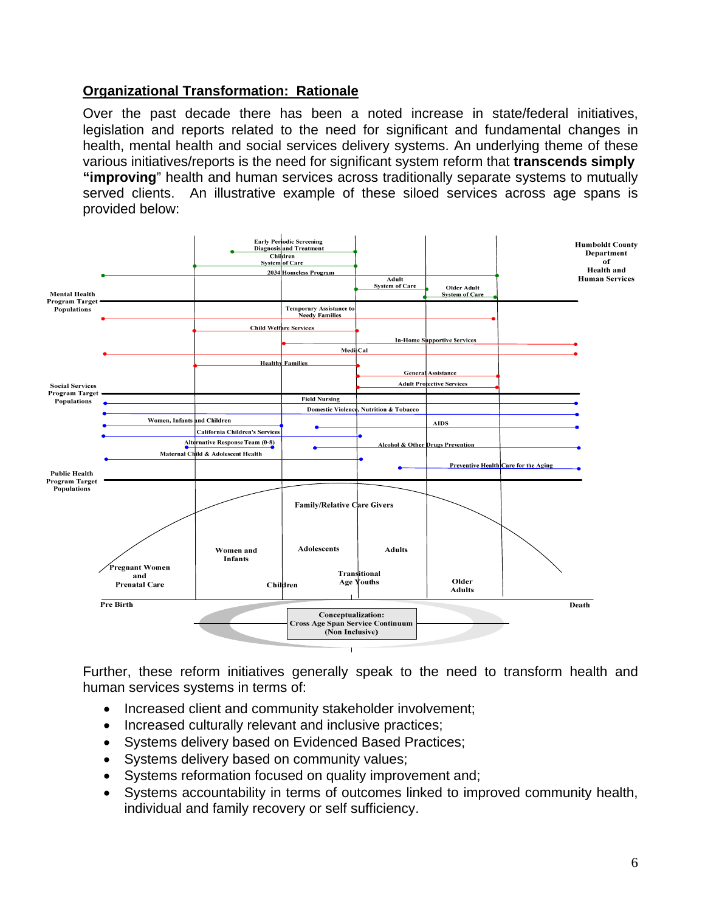## Organizational Transformation: Rationale

Over the past decade there has been a noted increase in state/federal initiatives, legislation and reports related to the need for significant and fundamental changes in health, mental health and social services delivery systems. An underlying theme of these various initiatives/reports is the need for significant system reform that **transcends simply "improving**" health and human services across traditionally separate systems to mutually served clients. An illustrative example of these siloed services across age spans is provided below:

Humboldt County Department of Health and Human Services

Mental Health Program Target Populations

- Early Periodic Screening Diagnosis and Treatment
- Children System of Care
- 2034 Homeless Program
- Adult System of Care
- Older Adult System of Care

Social Services Program Target Populations

- Temporary Assistance to Needy Families
- Child Welfare Services
- In-Home Supportive Services
- Medi-Cal
- Healthy Families
- General Assistance
- Adult Protective Services

Public Health Program Target Populations

- Field Nursing
- Domestic Violence, Nutrition & Tobacco
- Women, Infants and Children
- AIDS
- California Children's Services
- Alternative Response Team (0-8)
- Alcohol & Other Drugs Prevention
- Maternal Child & Adolescent Health
- Preventive Health Care for the Aging

Family/Relative Care Givers

Pre Birth — Pregnant Women and Prenatal Care — Women and Infants — Children — Adolescents — Transitional Age Youths — Adults — Older Adults — Death

Conceptualization: Cross Age Span Service Continuum (Non Inclusive)

Further, these reform initiatives generally speak to the need to transform health and human services systems in terms of:

- Increased client and community stakeholder involvement;
- Increased culturally relevant and inclusive practices;
- Systems delivery based on Evidenced Based Practices;
- Systems delivery based on community values;
- Systems reformation focused on quality improvement and;
- Systems accountability in terms of outcomes linked to improved community health, individual and family recovery or self sufficiency.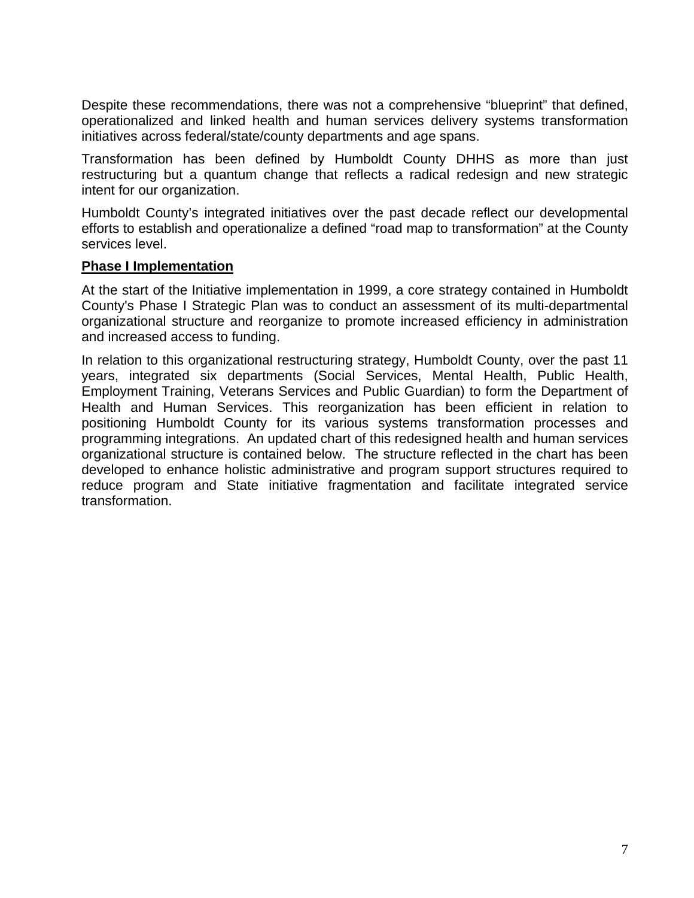Despite these recommendations, there was not a comprehensive “blueprint” that defined, operationalized and linked health and human services delivery systems transformation initiatives across federal/state/county departments and age spans.

Transformation has been defined by Humboldt County DHHS as more than just restructuring but a quantum change that reflects a radical redesign and new strategic intent for our organization.

Humboldt County’s integrated initiatives over the past decade reflect our developmental efforts to establish and operationalize a defined “road map to transformation” at the County services level.

**Phase I Implementation**

At the start of the Initiative implementation in 1999, a core strategy contained in Humboldt County's Phase I Strategic Plan was to conduct an assessment of its multi-departmental organizational structure and reorganize to promote increased efficiency in administration and increased access to funding.

In relation to this organizational restructuring strategy, Humboldt County, over the past 11 years, integrated six departments (Social Services, Mental Health, Public Health, Employment Training, Veterans Services and Public Guardian) to form the Department of Health and Human Services. This reorganization has been efficient in relation to positioning Humboldt County for its various systems transformation processes and programming integrations. An updated chart of this redesigned health and human services organizational structure is contained below. The structure reflected in the chart has been developed to enhance holistic administrative and program support structures required to reduce program and State initiative fragmentation and facilitate integrated service transformation.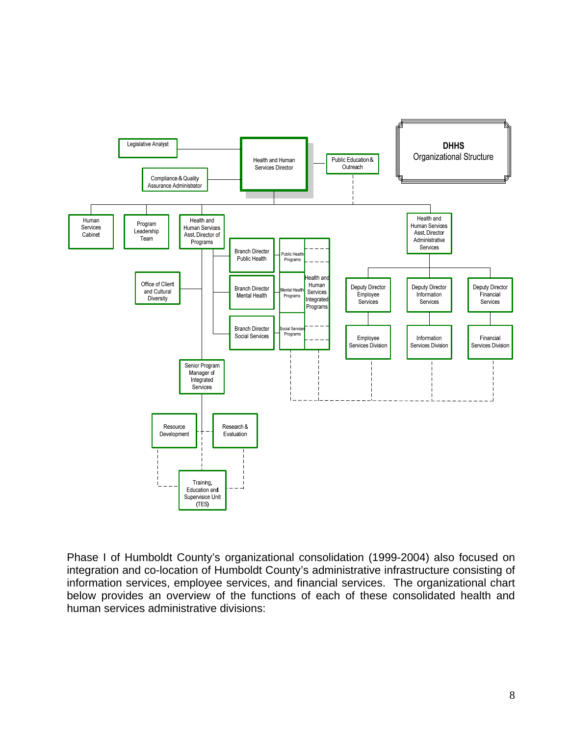**DHHS**
Organizational Structure

- Health and Human Services Director
  - Legislative Analyst
  - Compliance & Quality Assurance Administrator
  - Public Education & Outreach
  - Human Services Cabinet
  - Program Leadership Team
  - Health and Human Services Asst. Director of Programs
    - Office of Client and Cultural Diversity
    - Branch Director Public Health
    - Branch Director Mental Health
    - Branch Director Social Services
    - Senior Program Manager of Integrated Services
      - Resource Development
      - Research & Evaluation
      - Training, Education and Supervision Unit (TES)
  - Health and Human Services Asst. Director of Administrative Services
    - Deputy Director Employee Services
      - Employee Services Division
    - Deputy Director Information Services
      - Information Services Division
    - Deputy Director Financial Services
      - Financial Services Division

Health and Human Services Integrated Programs: Public Health Programs, Mental Health Programs, Social Services Programs

Phase I of Humboldt County's organizational consolidation (1999-2004) also focused on integration and co-location of Humboldt County's administrative infrastructure consisting of information services, employee services, and financial services. The organizational chart below provides an overview of the functions of each of these consolidated health and human services administrative divisions: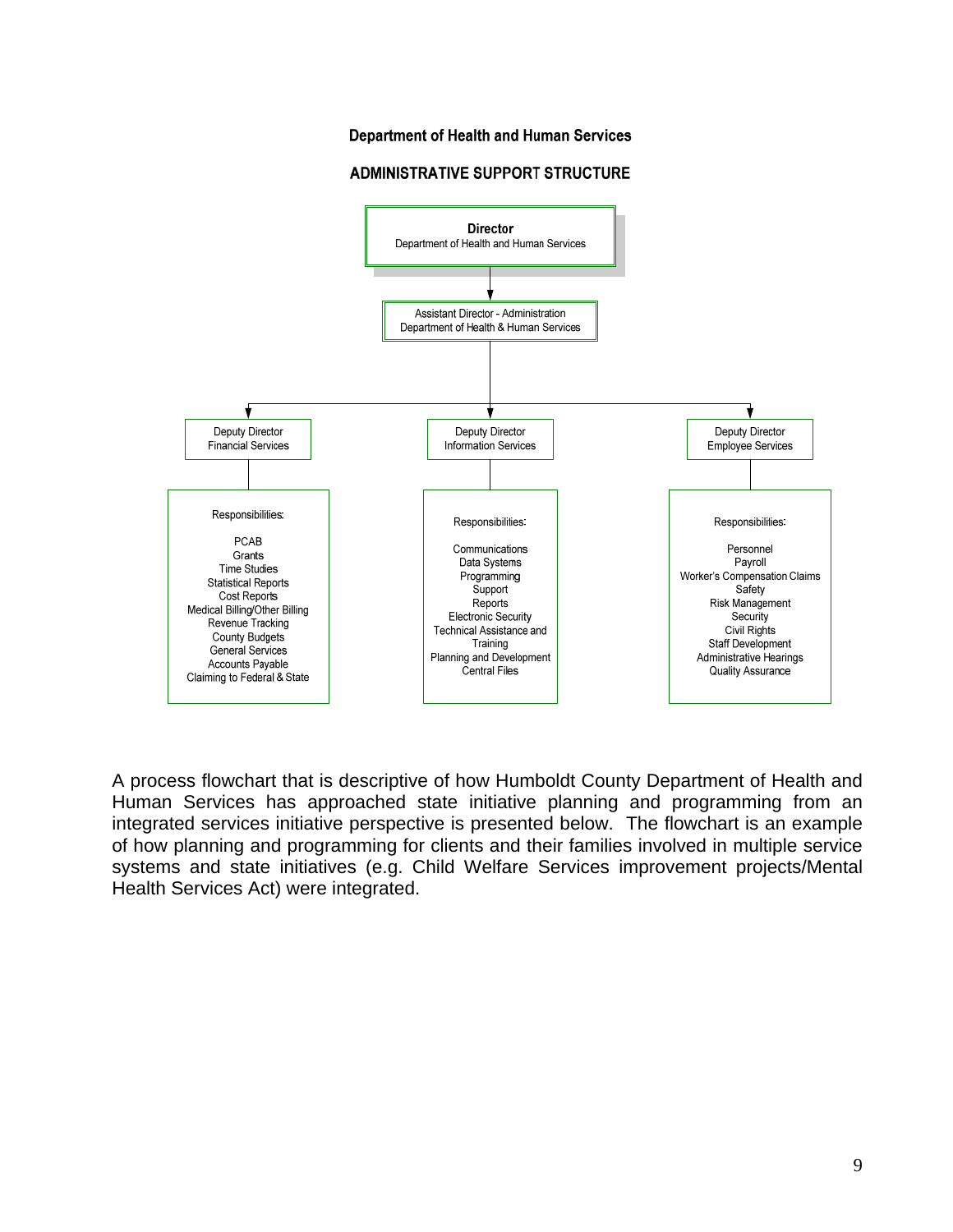## Department of Health and Human Services

### ADMINISTRATIVE SUPPORT STRUCTURE

**Director**
Department of Health and Human Services

Assistant Director - Administration
Department of Health & Human Services

Deputy Director
Financial Services

Responsibilities:

- PCAB
- Grants
- Time Studies
- Statistical Reports
- Cost Reports
- Medical Billing/Other Billing
- Revenue Tracking
- County Budgets
- General Services
- Accounts Payable
- Claiming to Federal & State

Deputy Director
Information Services

Responsibilities:

- Communications
- Data Systems
- Programming
- Support
- Reports
- Electronic Security
- Technical Assistance and Training
- Planning and Development
- Central Files

Deputy Director
Employee Services

Responsibilities:

- Personnel
- Payroll
- Worker's Compensation Claims
- Safety
- Risk Management
- Security
- Civil Rights
- Staff Development
- Administrative Hearings
- Quality Assurance

A process flowchart that is descriptive of how Humboldt County Department of Health and Human Services has approached state initiative planning and programming from an integrated services initiative perspective is presented below. The flowchart is an example of how planning and programming for clients and their families involved in multiple service systems and state initiatives (e.g. Child Welfare Services improvement projects/Mental Health Services Act) were integrated.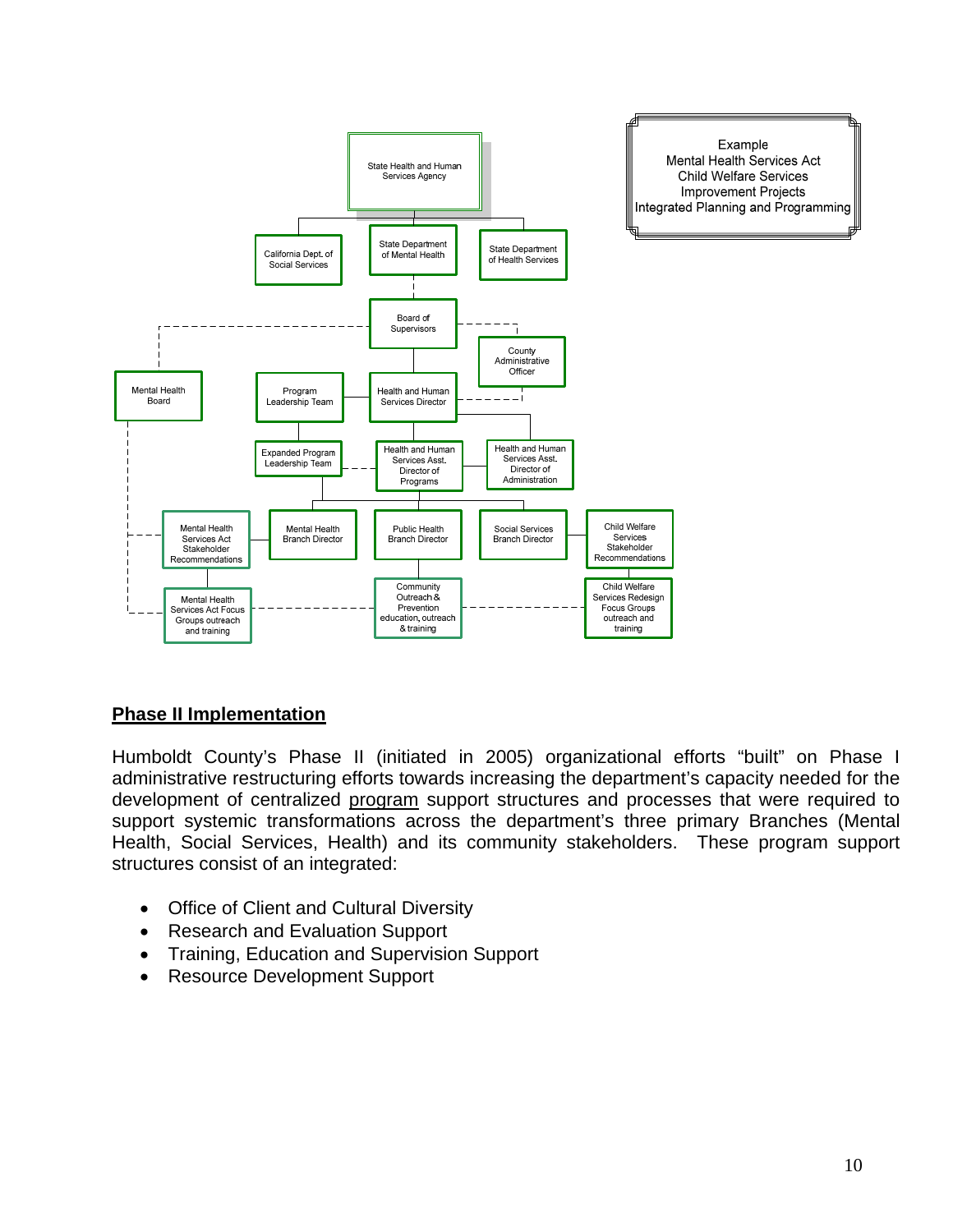Example
Mental Health Services Act
Child Welfare Services
Improvement Projects
Integrated Planning and Programming

- State Health and Human Services Agency
- California Dept. of Social Services
- State Department of Mental Health
- State Department of Health Services
- Board of Supervisors
- County Administrative Officer
- Mental Health Board
- Program Leadership Team
- Health and Human Services Director
- Expanded Program Leadership Team
- Health and Human Services Asst. Director of Programs
- Health and Human Services Asst. Director of Administration
- Mental Health Services Act Stakeholder Recommendations
- Mental Health Branch Director
- Public Health Branch Director
- Social Services Branch Director
- Child Welfare Services Stakeholder Recommendations
- Mental Health Services Act Focus Groups outreach and training
- Community Outreach & Prevention education, outreach & training
- Child Welfare Services Redesign Focus Groups outreach and training

## Phase II Implementation

Humboldt County's Phase II (initiated in 2005) organizational efforts "built" on Phase I administrative restructuring efforts towards increasing the department's capacity needed for the development of centralized program support structures and processes that were required to support systemic transformations across the department's three primary Branches (Mental Health, Social Services, Health) and its community stakeholders. These program support structures consist of an integrated:

- Office of Client and Cultural Diversity
- Research and Evaluation Support
- Training, Education and Supervision Support
- Resource Development Support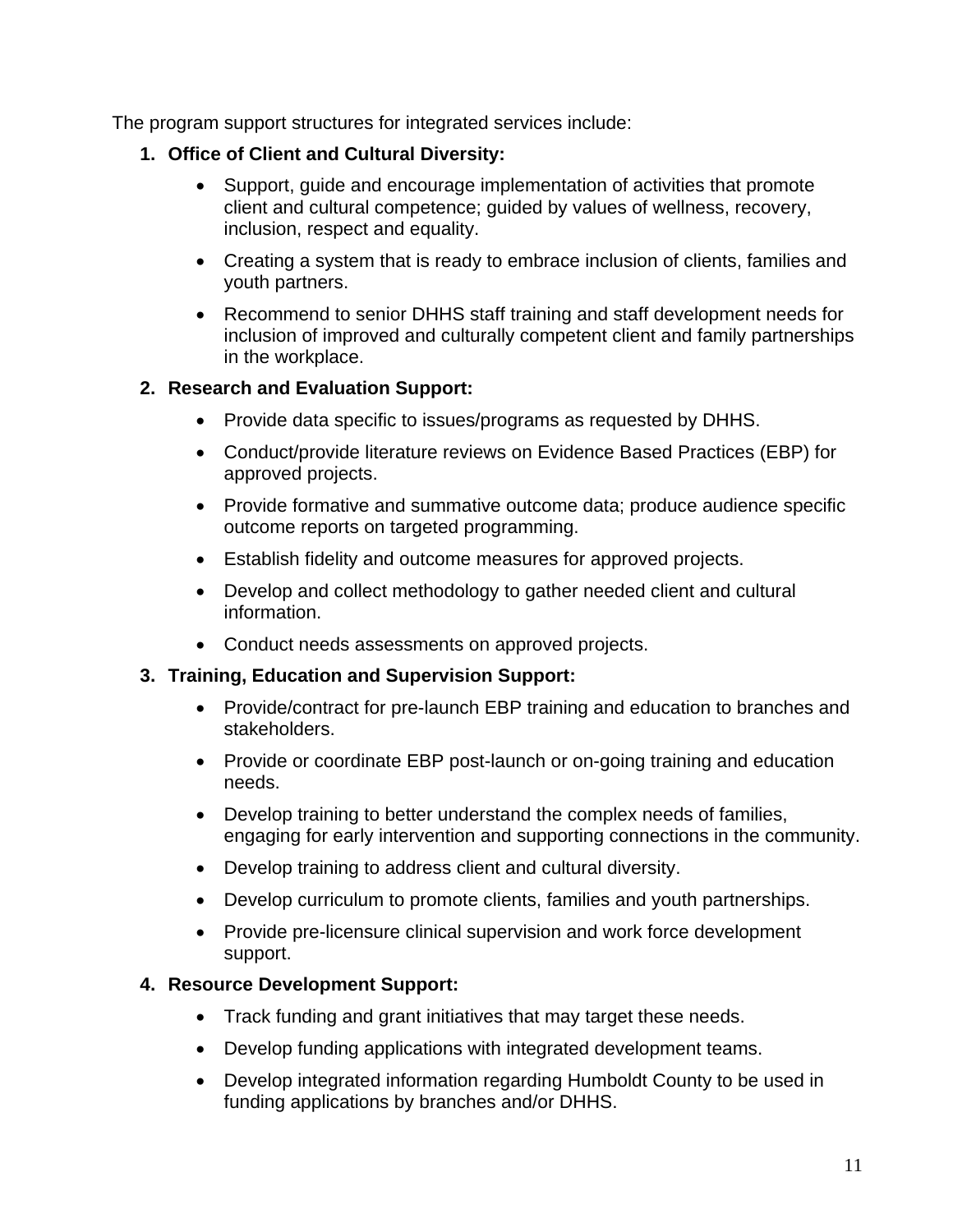The program support structures for integrated services include:

1. **Office of Client and Cultural Diversity:**
    - Support, guide and encourage implementation of activities that promote client and cultural competence; guided by values of wellness, recovery, inclusion, respect and equality.
    - Creating a system that is ready to embrace inclusion of clients, families and youth partners.
    - Recommend to senior DHHS staff training and staff development needs for inclusion of improved and culturally competent client and family partnerships in the workplace.
2. **Research and Evaluation Support:**
    - Provide data specific to issues/programs as requested by DHHS.
    - Conduct/provide literature reviews on Evidence Based Practices (EBP) for approved projects.
    - Provide formative and summative outcome data; produce audience specific outcome reports on targeted programming.
    - Establish fidelity and outcome measures for approved projects.
    - Develop and collect methodology to gather needed client and cultural information.
    - Conduct needs assessments on approved projects.
3. **Training, Education and Supervision Support:**
    - Provide/contract for pre-launch EBP training and education to branches and stakeholders.
    - Provide or coordinate EBP post-launch or on-going training and education needs.
    - Develop training to better understand the complex needs of families, engaging for early intervention and supporting connections in the community.
    - Develop training to address client and cultural diversity.
    - Develop curriculum to promote clients, families and youth partnerships.
    - Provide pre-licensure clinical supervision and work force development support.
4. **Resource Development Support:**
    - Track funding and grant initiatives that may target these needs.
    - Develop funding applications with integrated development teams.
    - Develop integrated information regarding Humboldt County to be used in funding applications by branches and/or DHHS.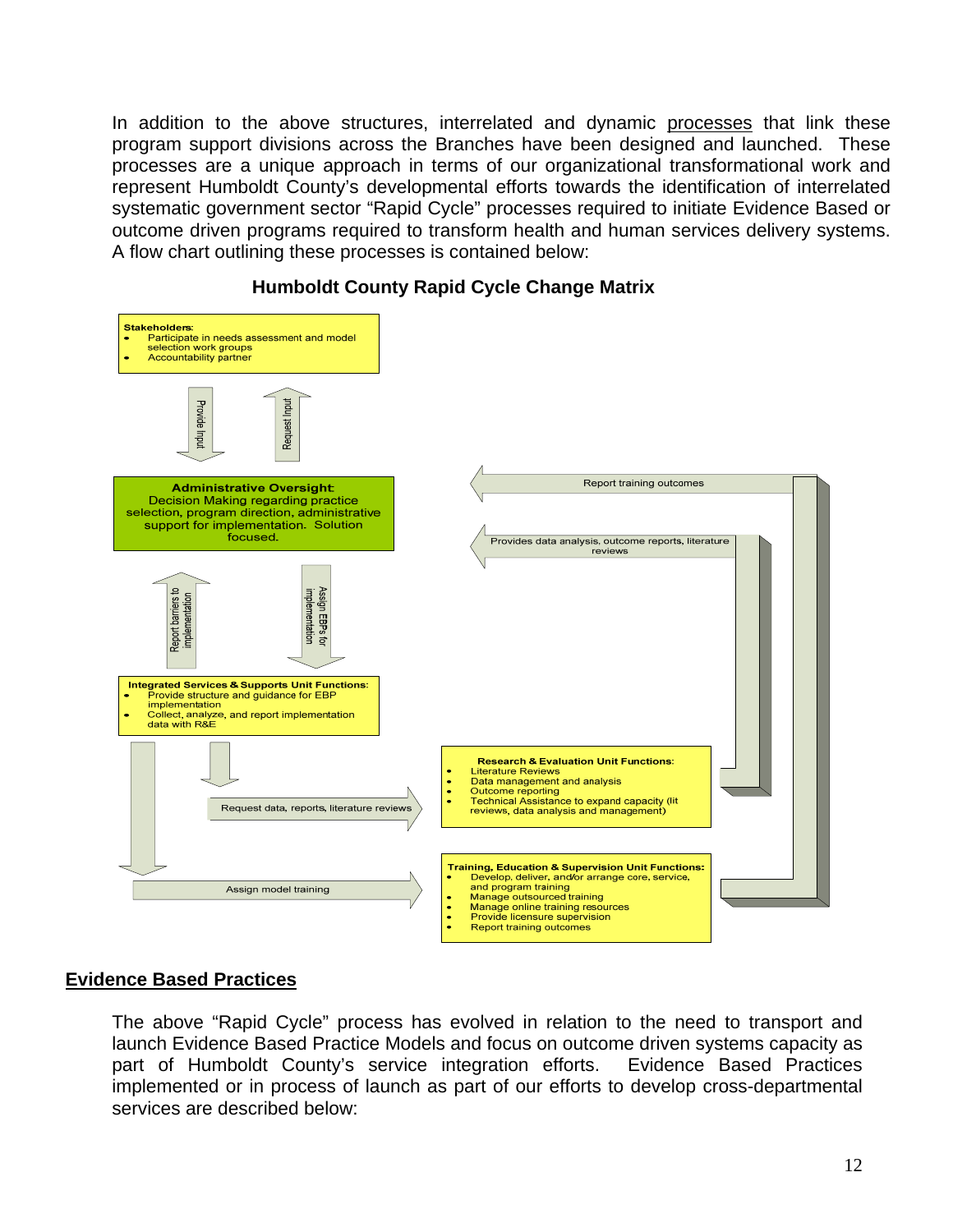In addition to the above structures, interrelated and dynamic processes that link these program support divisions across the Branches have been designed and launched. These processes are a unique approach in terms of our organizational transformational work and represent Humboldt County's developmental efforts towards the identification of interrelated systematic government sector "Rapid Cycle" processes required to initiate Evidence Based or outcome driven programs required to transform health and human services delivery systems. A flow chart outlining these processes is contained below:

**Humboldt County Rapid Cycle Change Matrix**

**Stakeholders:**
- Participate in needs assessment and model selection work groups
- Accountability partner

Provide Input

Request Input

**Administrative Oversight:** Decision Making regarding practice selection, program direction, administrative support for implementation. Solution focused.

Report barriers to implementation

Assign EBP's for implementation

**Integrated Services & Supports Unit Functions:**
- Provide structure and guidance for EBP implementation
- Collect, analyze, and report implementation data with R&E

Request data, reports, literature reviews

Assign model training

**Research & Evaluation Unit Functions:**
- Literature Reviews
- Data management and analysis
- Outcome reporting
- Technical Assistance to expand capacity (lit reviews, data analysis and management)

**Training, Education & Supervision Unit Functions:**
- Develop, deliver, and/or arrange core, service, and program training
- Manage outsourced training
- Manage online training resources
- Provide licensure supervision
- Report training outcomes

Report training outcomes

Provides data analysis, outcome reports, literature reviews

## Evidence Based Practices

The above "Rapid Cycle" process has evolved in relation to the need to transport and launch Evidence Based Practice Models and focus on outcome driven systems capacity as part of Humboldt County's service integration efforts. Evidence Based Practices implemented or in process of launch as part of our efforts to develop cross-departmental services are described below: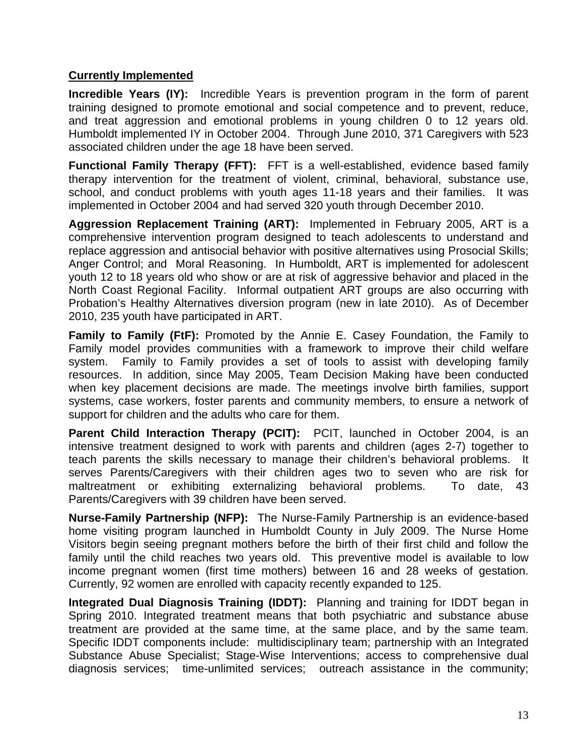**Currently Implemented**

**Incredible Years (IY):** Incredible Years is prevention program in the form of parent training designed to promote emotional and social competence and to prevent, reduce, and treat aggression and emotional problems in young children 0 to 12 years old. Humboldt implemented IY in October 2004. Through June 2010, 371 Caregivers with 523 associated children under the age 18 have been served.

**Functional Family Therapy (FFT):** FFT is a well-established, evidence based family therapy intervention for the treatment of violent, criminal, behavioral, substance use, school, and conduct problems with youth ages 11-18 years and their families. It was implemented in October 2004 and had served 320 youth through December 2010.

**Aggression Replacement Training (ART):** Implemented in February 2005, ART is a comprehensive intervention program designed to teach adolescents to understand and replace aggression and antisocial behavior with positive alternatives using Prosocial Skills; Anger Control; and Moral Reasoning. In Humboldt, ART is implemented for adolescent youth 12 to 18 years old who show or are at risk of aggressive behavior and placed in the North Coast Regional Facility. Informal outpatient ART groups are also occurring with Probation's Healthy Alternatives diversion program (new in late 2010). As of December 2010, 235 youth have participated in ART.

**Family to Family (FtF):** Promoted by the Annie E. Casey Foundation, the Family to Family model provides communities with a framework to improve their child welfare system. Family to Family provides a set of tools to assist with developing family resources. In addition, since May 2005, Team Decision Making have been conducted when key placement decisions are made. The meetings involve birth families, support systems, case workers, foster parents and community members, to ensure a network of support for children and the adults who care for them.

**Parent Child Interaction Therapy (PCIT):** PCIT, launched in October 2004, is an intensive treatment designed to work with parents and children (ages 2-7) together to teach parents the skills necessary to manage their children's behavioral problems. It serves Parents/Caregivers with their children ages two to seven who are risk for maltreatment or exhibiting externalizing behavioral problems. To date, 43 Parents/Caregivers with 39 children have been served.

**Nurse-Family Partnership (NFP):** The Nurse-Family Partnership is an evidence-based home visiting program launched in Humboldt County in July 2009. The Nurse Home Visitors begin seeing pregnant mothers before the birth of their first child and follow the family until the child reaches two years old. This preventive model is available to low income pregnant women (first time mothers) between 16 and 28 weeks of gestation. Currently, 92 women are enrolled with capacity recently expanded to 125.

**Integrated Dual Diagnosis Training (IDDT):** Planning and training for IDDT began in Spring 2010. Integrated treatment means that both psychiatric and substance abuse treatment are provided at the same time, at the same place, and by the same team. Specific IDDT components include: multidisciplinary team; partnership with an Integrated Substance Abuse Specialist; Stage-Wise Interventions; access to comprehensive dual diagnosis services; time-unlimited services; outreach assistance in the community;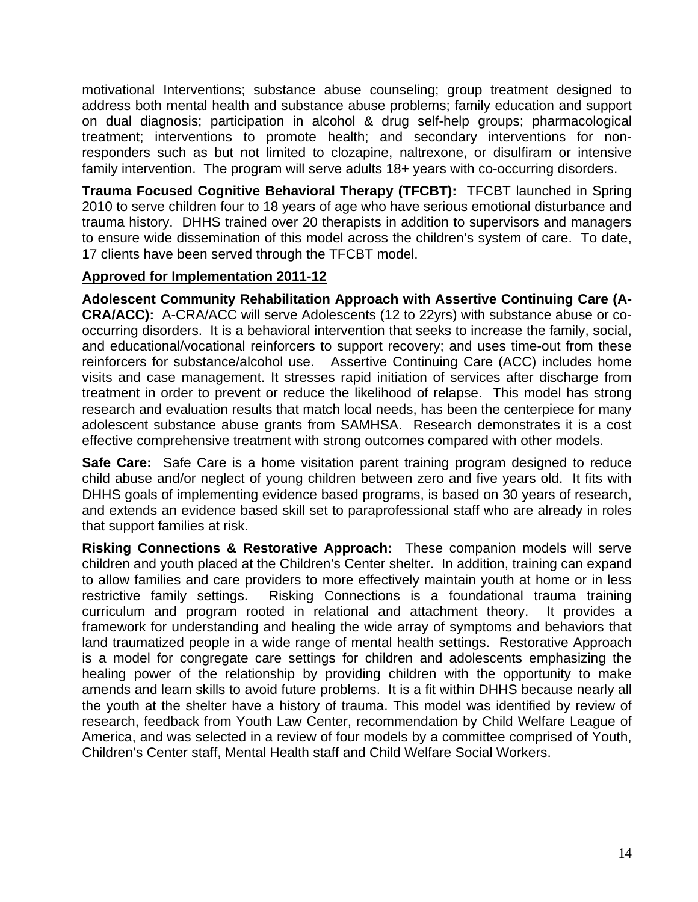motivational Interventions; substance abuse counseling; group treatment designed to address both mental health and substance abuse problems; family education and support on dual diagnosis; participation in alcohol & drug self-help groups; pharmacological treatment; interventions to promote health; and secondary interventions for non-responders such as but not limited to clozapine, naltrexone, or disulfiram or intensive family intervention. The program will serve adults 18+ years with co-occurring disorders.

**Trauma Focused Cognitive Behavioral Therapy (TFCBT):** TFCBT launched in Spring 2010 to serve children four to 18 years of age who have serious emotional disturbance and trauma history. DHHS trained over 20 therapists in addition to supervisors and managers to ensure wide dissemination of this model across the children's system of care. To date, 17 clients have been served through the TFCBT model.

**Approved for Implementation 2011-12**

**Adolescent Community Rehabilitation Approach with Assertive Continuing Care (A-CRA/ACC):** A-CRA/ACC will serve Adolescents (12 to 22yrs) with substance abuse or co-occurring disorders. It is a behavioral intervention that seeks to increase the family, social, and educational/vocational reinforcers to support recovery; and uses time-out from these reinforcers for substance/alcohol use. Assertive Continuing Care (ACC) includes home visits and case management. It stresses rapid initiation of services after discharge from treatment in order to prevent or reduce the likelihood of relapse. This model has strong research and evaluation results that match local needs, has been the centerpiece for many adolescent substance abuse grants from SAMHSA. Research demonstrates it is a cost effective comprehensive treatment with strong outcomes compared with other models.

**Safe Care:** Safe Care is a home visitation parent training program designed to reduce child abuse and/or neglect of young children between zero and five years old. It fits with DHHS goals of implementing evidence based programs, is based on 30 years of research, and extends an evidence based skill set to paraprofessional staff who are already in roles that support families at risk.

**Risking Connections & Restorative Approach:** These companion models will serve children and youth placed at the Children's Center shelter. In addition, training can expand to allow families and care providers to more effectively maintain youth at home or in less restrictive family settings. Risking Connections is a foundational trauma training curriculum and program rooted in relational and attachment theory. It provides a framework for understanding and healing the wide array of symptoms and behaviors that land traumatized people in a wide range of mental health settings. Restorative Approach is a model for congregate care settings for children and adolescents emphasizing the healing power of the relationship by providing children with the opportunity to make amends and learn skills to avoid future problems. It is a fit within DHHS because nearly all the youth at the shelter have a history of trauma. This model was identified by review of research, feedback from Youth Law Center, recommendation by Child Welfare League of America, and was selected in a review of four models by a committee comprised of Youth, Children's Center staff, Mental Health staff and Child Welfare Social Workers.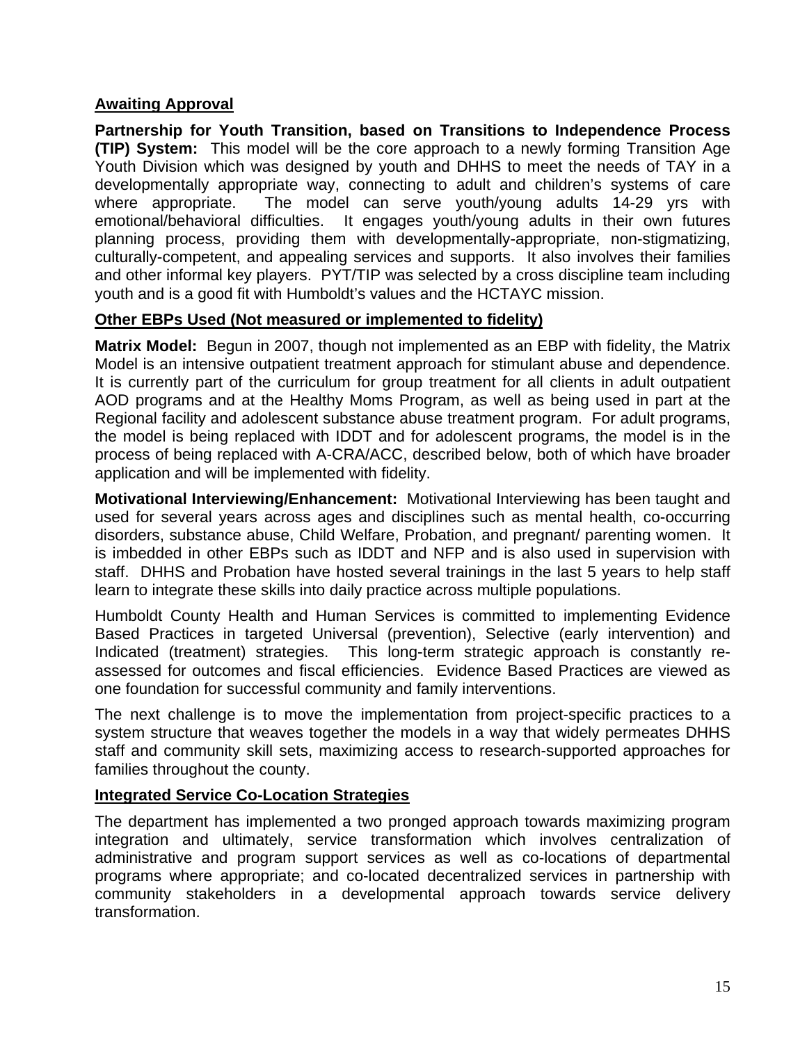**Awaiting Approval**

**Partnership for Youth Transition, based on Transitions to Independence Process (TIP) System:** This model will be the core approach to a newly forming Transition Age Youth Division which was designed by youth and DHHS to meet the needs of TAY in a developmentally appropriate way, connecting to adult and children's systems of care where appropriate. The model can serve youth/young adults 14-29 yrs with emotional/behavioral difficulties. It engages youth/young adults in their own futures planning process, providing them with developmentally-appropriate, non-stigmatizing, culturally-competent, and appealing services and supports. It also involves their families and other informal key players. PYT/TIP was selected by a cross discipline team including youth and is a good fit with Humboldt's values and the HCTAYC mission.

**Other EBPs Used (Not measured or implemented to fidelity)**

**Matrix Model:** Begun in 2007, though not implemented as an EBP with fidelity, the Matrix Model is an intensive outpatient treatment approach for stimulant abuse and dependence. It is currently part of the curriculum for group treatment for all clients in adult outpatient AOD programs and at the Healthy Moms Program, as well as being used in part at the Regional facility and adolescent substance abuse treatment program. For adult programs, the model is being replaced with IDDT and for adolescent programs, the model is in the process of being replaced with A-CRA/ACC, described below, both of which have broader application and will be implemented with fidelity.

**Motivational Interviewing/Enhancement:** Motivational Interviewing has been taught and used for several years across ages and disciplines such as mental health, co-occurring disorders, substance abuse, Child Welfare, Probation, and pregnant/ parenting women. It is imbedded in other EBPs such as IDDT and NFP and is also used in supervision with staff. DHHS and Probation have hosted several trainings in the last 5 years to help staff learn to integrate these skills into daily practice across multiple populations.

Humboldt County Health and Human Services is committed to implementing Evidence Based Practices in targeted Universal (prevention), Selective (early intervention) and Indicated (treatment) strategies. This long-term strategic approach is constantly re-assessed for outcomes and fiscal efficiencies. Evidence Based Practices are viewed as one foundation for successful community and family interventions.

The next challenge is to move the implementation from project-specific practices to a system structure that weaves together the models in a way that widely permeates DHHS staff and community skill sets, maximizing access to research-supported approaches for families throughout the county.

**Integrated Service Co-Location Strategies**

The department has implemented a two pronged approach towards maximizing program integration and ultimately, service transformation which involves centralization of administrative and program support services as well as co-locations of departmental programs where appropriate; and co-located decentralized services in partnership with community stakeholders in a developmental approach towards service delivery transformation.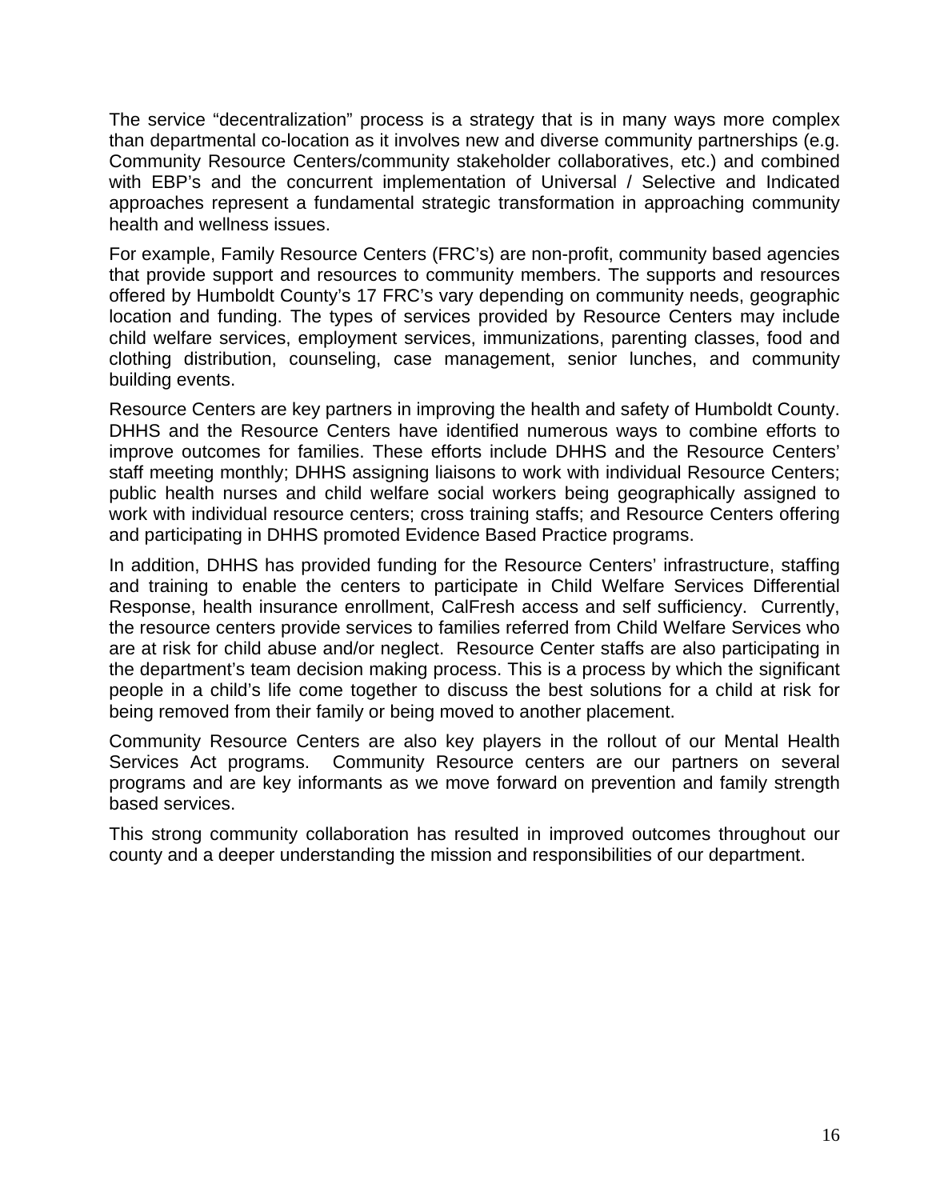The service “decentralization” process is a strategy that is in many ways more complex than departmental co-location as it involves new and diverse community partnerships (e.g. Community Resource Centers/community stakeholder collaboratives, etc.) and combined with EBP’s and the concurrent implementation of Universal / Selective and Indicated approaches represent a fundamental strategic transformation in approaching community health and wellness issues.

For example, Family Resource Centers (FRC’s) are non-profit, community based agencies that provide support and resources to community members. The supports and resources offered by Humboldt County’s 17 FRC’s vary depending on community needs, geographic location and funding. The types of services provided by Resource Centers may include child welfare services, employment services, immunizations, parenting classes, food and clothing distribution, counseling, case management, senior lunches, and community building events.

Resource Centers are key partners in improving the health and safety of Humboldt County. DHHS and the Resource Centers have identified numerous ways to combine efforts to improve outcomes for families. These efforts include DHHS and the Resource Centers’ staff meeting monthly; DHHS assigning liaisons to work with individual Resource Centers; public health nurses and child welfare social workers being geographically assigned to work with individual resource centers; cross training staffs; and Resource Centers offering and participating in DHHS promoted Evidence Based Practice programs.

In addition, DHHS has provided funding for the Resource Centers’ infrastructure, staffing and training to enable the centers to participate in Child Welfare Services Differential Response, health insurance enrollment, CalFresh access and self sufficiency. Currently, the resource centers provide services to families referred from Child Welfare Services who are at risk for child abuse and/or neglect. Resource Center staffs are also participating in the department’s team decision making process. This is a process by which the significant people in a child’s life come together to discuss the best solutions for a child at risk for being removed from their family or being moved to another placement.

Community Resource Centers are also key players in the rollout of our Mental Health Services Act programs. Community Resource centers are our partners on several programs and are key informants as we move forward on prevention and family strength based services.

This strong community collaboration has resulted in improved outcomes throughout our county and a deeper understanding the mission and responsibilities of our department.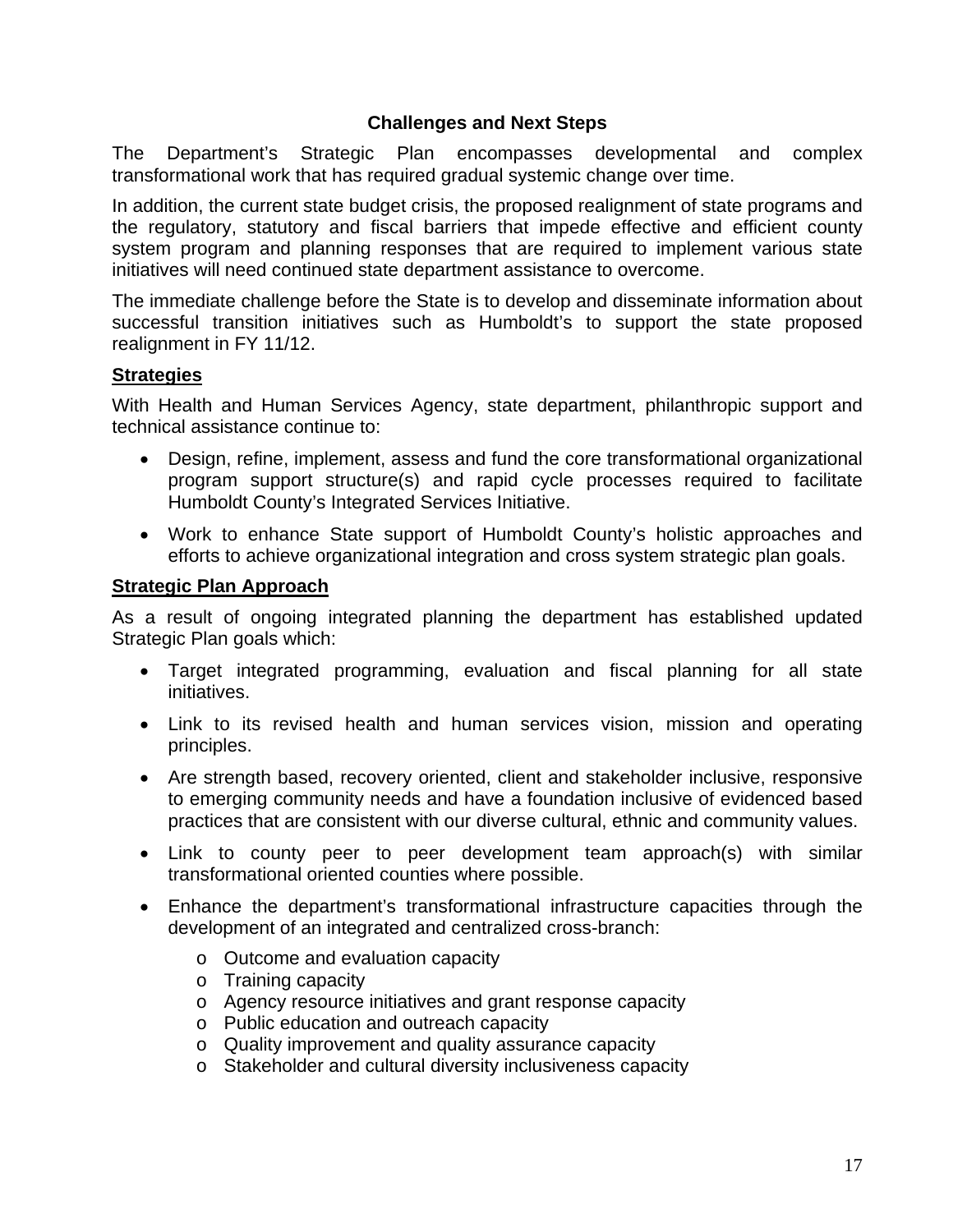## Challenges and Next Steps

The Department's Strategic Plan encompasses developmental and complex transformational work that has required gradual systemic change over time.

In addition, the current state budget crisis, the proposed realignment of state programs and the regulatory, statutory and fiscal barriers that impede effective and efficient county system program and planning responses that are required to implement various state initiatives will need continued state department assistance to overcome.

The immediate challenge before the State is to develop and disseminate information about successful transition initiatives such as Humboldt's to support the state proposed realignment in FY 11/12.

### Strategies

With Health and Human Services Agency, state department, philanthropic support and technical assistance continue to:

- Design, refine, implement, assess and fund the core transformational organizational program support structure(s) and rapid cycle processes required to facilitate Humboldt County's Integrated Services Initiative.
- Work to enhance State support of Humboldt County's holistic approaches and efforts to achieve organizational integration and cross system strategic plan goals.

### Strategic Plan Approach

As a result of ongoing integrated planning the department has established updated Strategic Plan goals which:

- Target integrated programming, evaluation and fiscal planning for all state initiatives.
- Link to its revised health and human services vision, mission and operating principles.
- Are strength based, recovery oriented, client and stakeholder inclusive, responsive to emerging community needs and have a foundation inclusive of evidenced based practices that are consistent with our diverse cultural, ethnic and community values.
- Link to county peer to peer development team approach(s) with similar transformational oriented counties where possible.
- Enhance the department's transformational infrastructure capacities through the development of an integrated and centralized cross-branch:
    - Outcome and evaluation capacity
    - Training capacity
    - Agency resource initiatives and grant response capacity
    - Public education and outreach capacity
    - Quality improvement and quality assurance capacity
    - Stakeholder and cultural diversity inclusiveness capacity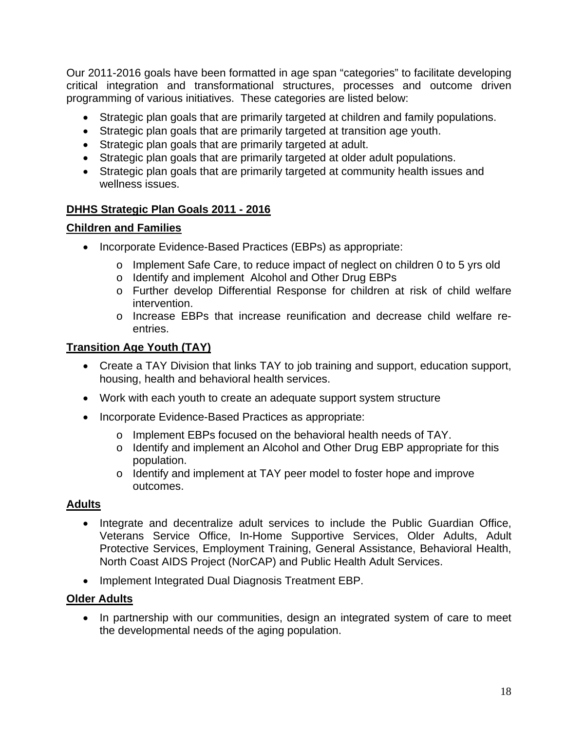Our 2011-2016 goals have been formatted in age span “categories” to facilitate developing critical integration and transformational structures, processes and outcome driven programming of various initiatives. These categories are listed below:

- Strategic plan goals that are primarily targeted at children and family populations.
- Strategic plan goals that are primarily targeted at transition age youth.
- Strategic plan goals that are primarily targeted at adult.
- Strategic plan goals that are primarily targeted at older adult populations.
- Strategic plan goals that are primarily targeted at community health issues and wellness issues.

**DHHS Strategic Plan Goals 2011 - 2016**

**Children and Families**

- Incorporate Evidence-Based Practices (EBPs) as appropriate:
  - Implement Safe Care, to reduce impact of neglect on children 0 to 5 yrs old
  - Identify and implement Alcohol and Other Drug EBPs
  - Further develop Differential Response for children at risk of child welfare intervention.
  - Increase EBPs that increase reunification and decrease child welfare re-entries.

**Transition Age Youth (TAY)**

- Create a TAY Division that links TAY to job training and support, education support, housing, health and behavioral health services.
- Work with each youth to create an adequate support system structure
- Incorporate Evidence-Based Practices as appropriate:
  - Implement EBPs focused on the behavioral health needs of TAY.
  - Identify and implement an Alcohol and Other Drug EBP appropriate for this population.
  - Identify and implement at TAY peer model to foster hope and improve outcomes.

**Adults**

- Integrate and decentralize adult services to include the Public Guardian Office, Veterans Service Office, In-Home Supportive Services, Older Adults, Adult Protective Services, Employment Training, General Assistance, Behavioral Health, North Coast AIDS Project (NorCAP) and Public Health Adult Services.
- Implement Integrated Dual Diagnosis Treatment EBP.

**Older Adults**

- In partnership with our communities, design an integrated system of care to meet the developmental needs of the aging population.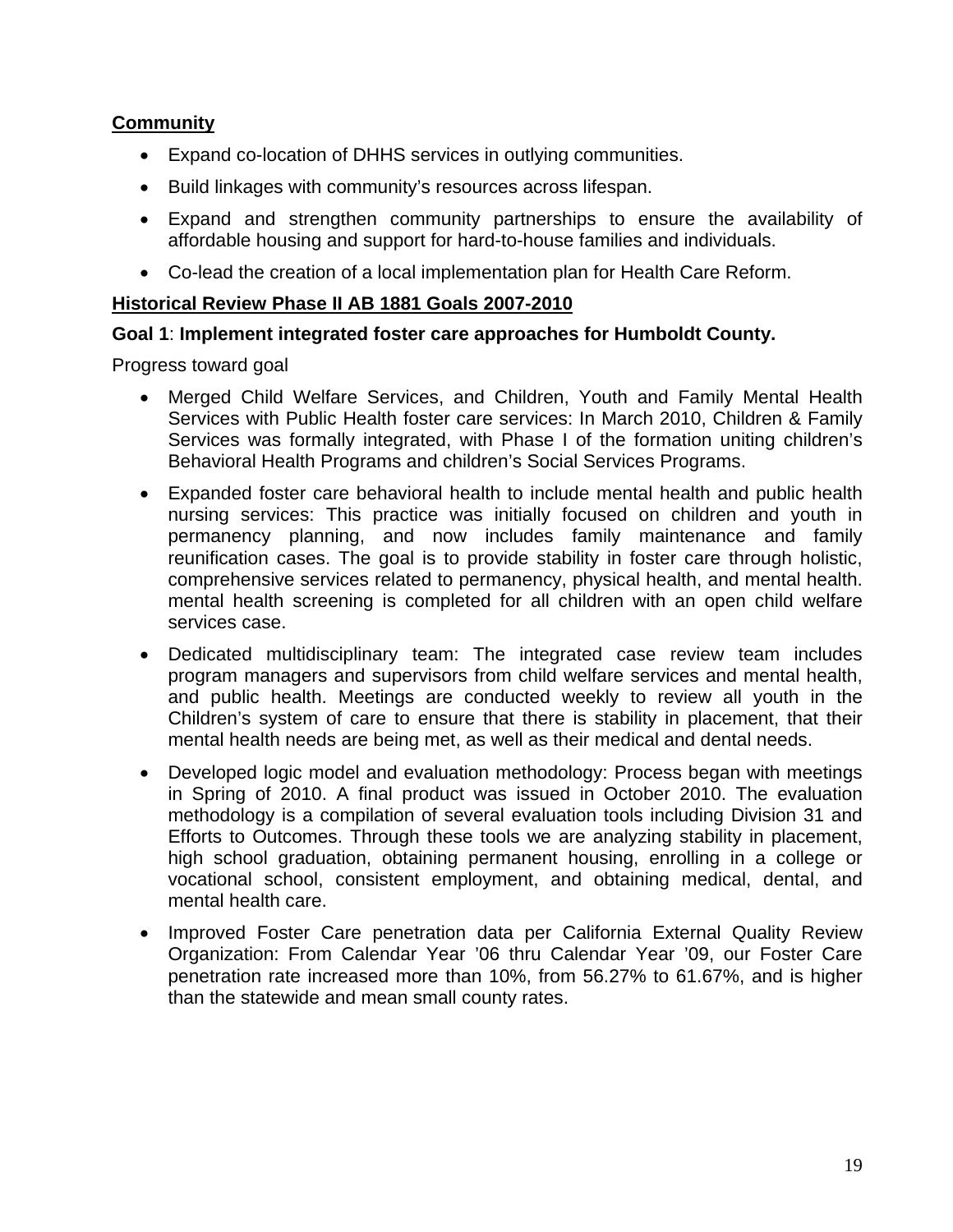**Community**

- Expand co-location of DHHS services in outlying communities.
- Build linkages with community's resources across lifespan.
- Expand and strengthen community partnerships to ensure the availability of affordable housing and support for hard-to-house families and individuals.
- Co-lead the creation of a local implementation plan for Health Care Reform.

**Historical Review Phase II AB 1881 Goals 2007-2010**

**Goal 1**: **Implement integrated foster care approaches for Humboldt County.**

Progress toward goal

- Merged Child Welfare Services, and Children, Youth and Family Mental Health Services with Public Health foster care services: In March 2010, Children & Family Services was formally integrated, with Phase I of the formation uniting children's Behavioral Health Programs and children's Social Services Programs.
- Expanded foster care behavioral health to include mental health and public health nursing services: This practice was initially focused on children and youth in permanency planning, and now includes family maintenance and family reunification cases. The goal is to provide stability in foster care through holistic, comprehensive services related to permanency, physical health, and mental health. mental health screening is completed for all children with an open child welfare services case.
- Dedicated multidisciplinary team: The integrated case review team includes program managers and supervisors from child welfare services and mental health, and public health. Meetings are conducted weekly to review all youth in the Children's system of care to ensure that there is stability in placement, that their mental health needs are being met, as well as their medical and dental needs.
- Developed logic model and evaluation methodology: Process began with meetings in Spring of 2010. A final product was issued in October 2010. The evaluation methodology is a compilation of several evaluation tools including Division 31 and Efforts to Outcomes. Through these tools we are analyzing stability in placement, high school graduation, obtaining permanent housing, enrolling in a college or vocational school, consistent employment, and obtaining medical, dental, and mental health care.
- Improved Foster Care penetration data per California External Quality Review Organization: From Calendar Year '06 thru Calendar Year '09, our Foster Care penetration rate increased more than 10%, from 56.27% to 61.67%, and is higher than the statewide and mean small county rates.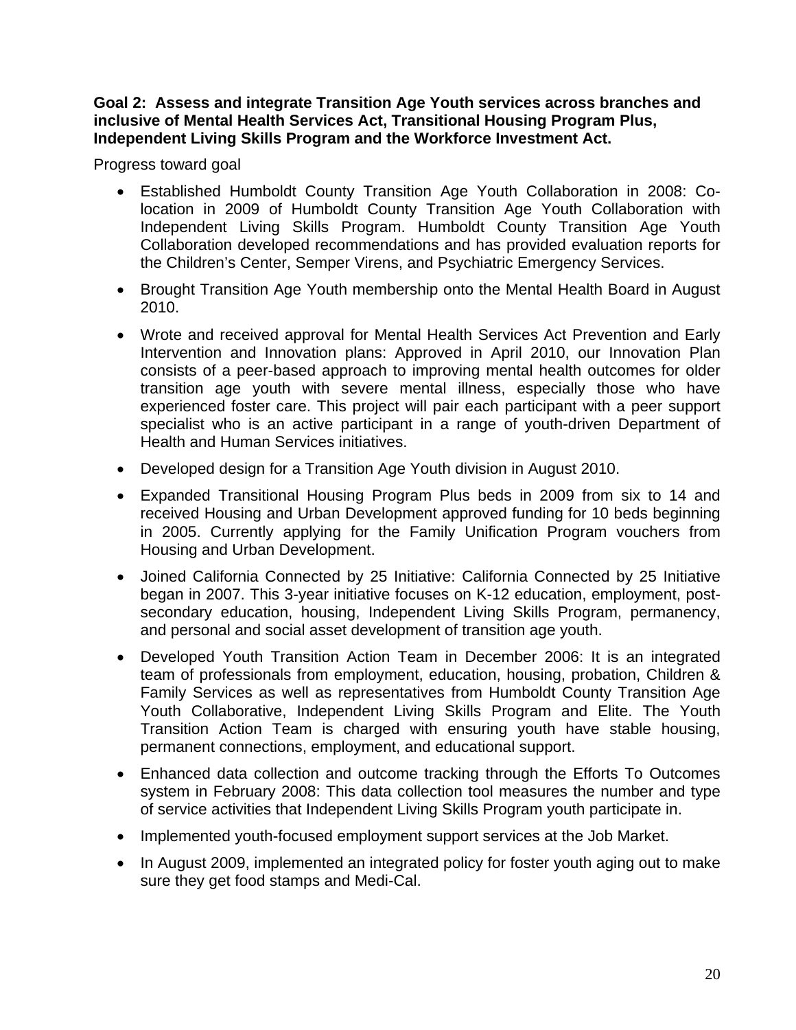**Goal 2: Assess and integrate Transition Age Youth services across branches and inclusive of Mental Health Services Act, Transitional Housing Program Plus, Independent Living Skills Program and the Workforce Investment Act.**

Progress toward goal

- Established Humboldt County Transition Age Youth Collaboration in 2008: Co-location in 2009 of Humboldt County Transition Age Youth Collaboration with Independent Living Skills Program. Humboldt County Transition Age Youth Collaboration developed recommendations and has provided evaluation reports for the Children's Center, Semper Virens, and Psychiatric Emergency Services.
- Brought Transition Age Youth membership onto the Mental Health Board in August 2010.
- Wrote and received approval for Mental Health Services Act Prevention and Early Intervention and Innovation plans: Approved in April 2010, our Innovation Plan consists of a peer-based approach to improving mental health outcomes for older transition age youth with severe mental illness, especially those who have experienced foster care. This project will pair each participant with a peer support specialist who is an active participant in a range of youth-driven Department of Health and Human Services initiatives.
- Developed design for a Transition Age Youth division in August 2010.
- Expanded Transitional Housing Program Plus beds in 2009 from six to 14 and received Housing and Urban Development approved funding for 10 beds beginning in 2005. Currently applying for the Family Unification Program vouchers from Housing and Urban Development.
- Joined California Connected by 25 Initiative: California Connected by 25 Initiative began in 2007. This 3-year initiative focuses on K-12 education, employment, post-secondary education, housing, Independent Living Skills Program, permanency, and personal and social asset development of transition age youth.
- Developed Youth Transition Action Team in December 2006: It is an integrated team of professionals from employment, education, housing, probation, Children & Family Services as well as representatives from Humboldt County Transition Age Youth Collaborative, Independent Living Skills Program and Elite. The Youth Transition Action Team is charged with ensuring youth have stable housing, permanent connections, employment, and educational support.
- Enhanced data collection and outcome tracking through the Efforts To Outcomes system in February 2008: This data collection tool measures the number and type of service activities that Independent Living Skills Program youth participate in.
- Implemented youth-focused employment support services at the Job Market.
- In August 2009, implemented an integrated policy for foster youth aging out to make sure they get food stamps and Medi-Cal.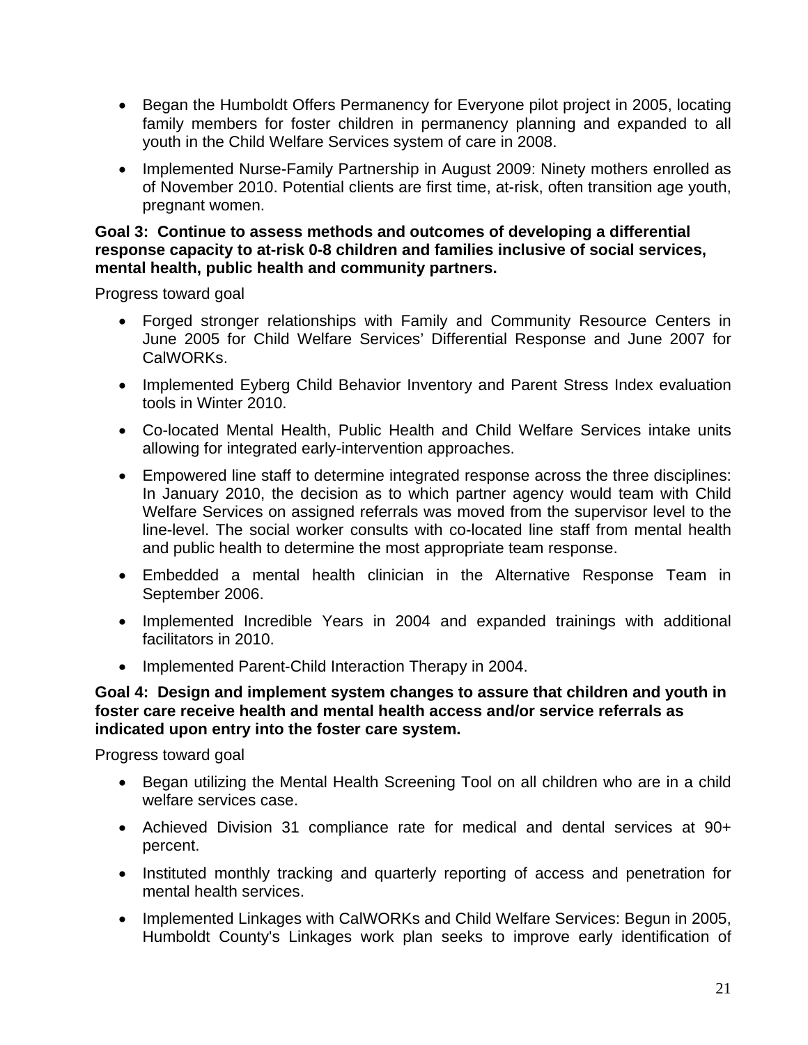- Began the Humboldt Offers Permanency for Everyone pilot project in 2005, locating family members for foster children in permanency planning and expanded to all youth in the Child Welfare Services system of care in 2008.
- Implemented Nurse-Family Partnership in August 2009: Ninety mothers enrolled as of November 2010. Potential clients are first time, at-risk, often transition age youth, pregnant women.

**Goal 3: Continue to assess methods and outcomes of developing a differential response capacity to at-risk 0-8 children and families inclusive of social services, mental health, public health and community partners.**

Progress toward goal

- Forged stronger relationships with Family and Community Resource Centers in June 2005 for Child Welfare Services' Differential Response and June 2007 for CalWORKs.
- Implemented Eyberg Child Behavior Inventory and Parent Stress Index evaluation tools in Winter 2010.
- Co-located Mental Health, Public Health and Child Welfare Services intake units allowing for integrated early-intervention approaches.
- Empowered line staff to determine integrated response across the three disciplines: In January 2010, the decision as to which partner agency would team with Child Welfare Services on assigned referrals was moved from the supervisor level to the line-level. The social worker consults with co-located line staff from mental health and public health to determine the most appropriate team response.
- Embedded a mental health clinician in the Alternative Response Team in September 2006.
- Implemented Incredible Years in 2004 and expanded trainings with additional facilitators in 2010.
- Implemented Parent-Child Interaction Therapy in 2004.

**Goal 4: Design and implement system changes to assure that children and youth in foster care receive health and mental health access and/or service referrals as indicated upon entry into the foster care system.**

Progress toward goal

- Began utilizing the Mental Health Screening Tool on all children who are in a child welfare services case.
- Achieved Division 31 compliance rate for medical and dental services at 90+ percent.
- Instituted monthly tracking and quarterly reporting of access and penetration for mental health services.
- Implemented Linkages with CalWORKs and Child Welfare Services: Begun in 2005, Humboldt County's Linkages work plan seeks to improve early identification of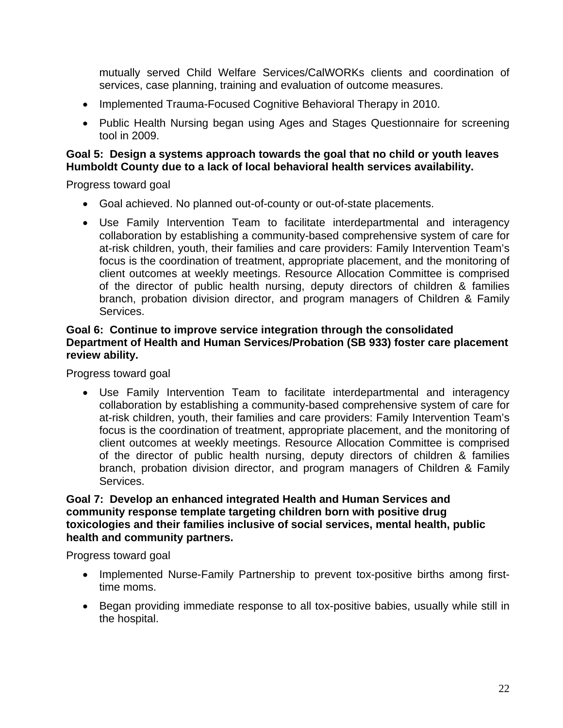mutually served Child Welfare Services/CalWORKs clients and coordination of services, case planning, training and evaluation of outcome measures.

- Implemented Trauma-Focused Cognitive Behavioral Therapy in 2010.
- Public Health Nursing began using Ages and Stages Questionnaire for screening tool in 2009.

**Goal 5: Design a systems approach towards the goal that no child or youth leaves Humboldt County due to a lack of local behavioral health services availability.**

Progress toward goal

- Goal achieved. No planned out-of-county or out-of-state placements.
- Use Family Intervention Team to facilitate interdepartmental and interagency collaboration by establishing a community-based comprehensive system of care for at-risk children, youth, their families and care providers: Family Intervention Team's focus is the coordination of treatment, appropriate placement, and the monitoring of client outcomes at weekly meetings. Resource Allocation Committee is comprised of the director of public health nursing, deputy directors of children & families branch, probation division director, and program managers of Children & Family Services.

**Goal 6: Continue to improve service integration through the consolidated Department of Health and Human Services/Probation (SB 933) foster care placement review ability.**

Progress toward goal

- Use Family Intervention Team to facilitate interdepartmental and interagency collaboration by establishing a community-based comprehensive system of care for at-risk children, youth, their families and care providers: Family Intervention Team's focus is the coordination of treatment, appropriate placement, and the monitoring of client outcomes at weekly meetings. Resource Allocation Committee is comprised of the director of public health nursing, deputy directors of children & families branch, probation division director, and program managers of Children & Family Services.

**Goal 7: Develop an enhanced integrated Health and Human Services and community response template targeting children born with positive drug toxicologies and their families inclusive of social services, mental health, public health and community partners.**

Progress toward goal

- Implemented Nurse-Family Partnership to prevent tox-positive births among first-time moms.
- Began providing immediate response to all tox-positive babies, usually while still in the hospital.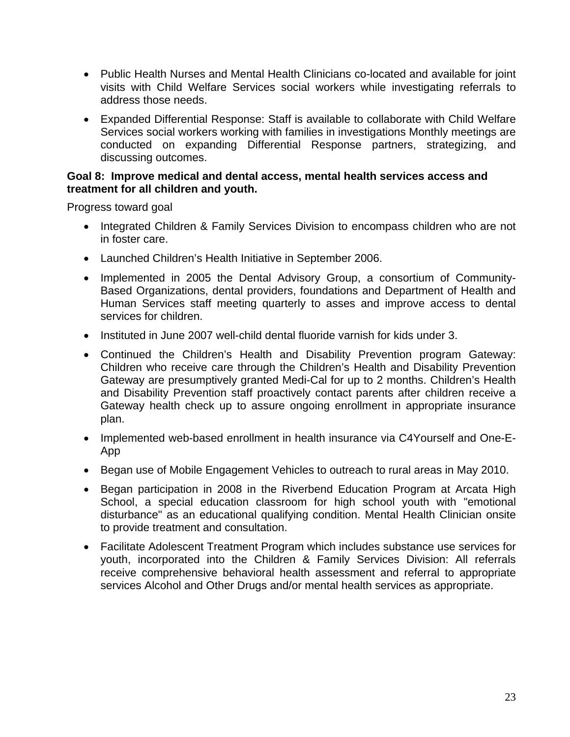- Public Health Nurses and Mental Health Clinicians co-located and available for joint visits with Child Welfare Services social workers while investigating referrals to address those needs.
- Expanded Differential Response: Staff is available to collaborate with Child Welfare Services social workers working with families in investigations Monthly meetings are conducted on expanding Differential Response partners, strategizing, and discussing outcomes.

**Goal 8: Improve medical and dental access, mental health services access and treatment for all children and youth.**

Progress toward goal

- Integrated Children & Family Services Division to encompass children who are not in foster care.
- Launched Children's Health Initiative in September 2006.
- Implemented in 2005 the Dental Advisory Group, a consortium of Community-Based Organizations, dental providers, foundations and Department of Health and Human Services staff meeting quarterly to asses and improve access to dental services for children.
- Instituted in June 2007 well-child dental fluoride varnish for kids under 3.
- Continued the Children's Health and Disability Prevention program Gateway: Children who receive care through the Children's Health and Disability Prevention Gateway are presumptively granted Medi-Cal for up to 2 months. Children's Health and Disability Prevention staff proactively contact parents after children receive a Gateway health check up to assure ongoing enrollment in appropriate insurance plan.
- Implemented web-based enrollment in health insurance via C4Yourself and One-E-App
- Began use of Mobile Engagement Vehicles to outreach to rural areas in May 2010.
- Began participation in 2008 in the Riverbend Education Program at Arcata High School, a special education classroom for high school youth with "emotional disturbance" as an educational qualifying condition. Mental Health Clinician onsite to provide treatment and consultation.
- Facilitate Adolescent Treatment Program which includes substance use services for youth, incorporated into the Children & Family Services Division: All referrals receive comprehensive behavioral health assessment and referral to appropriate services Alcohol and Other Drugs and/or mental health services as appropriate.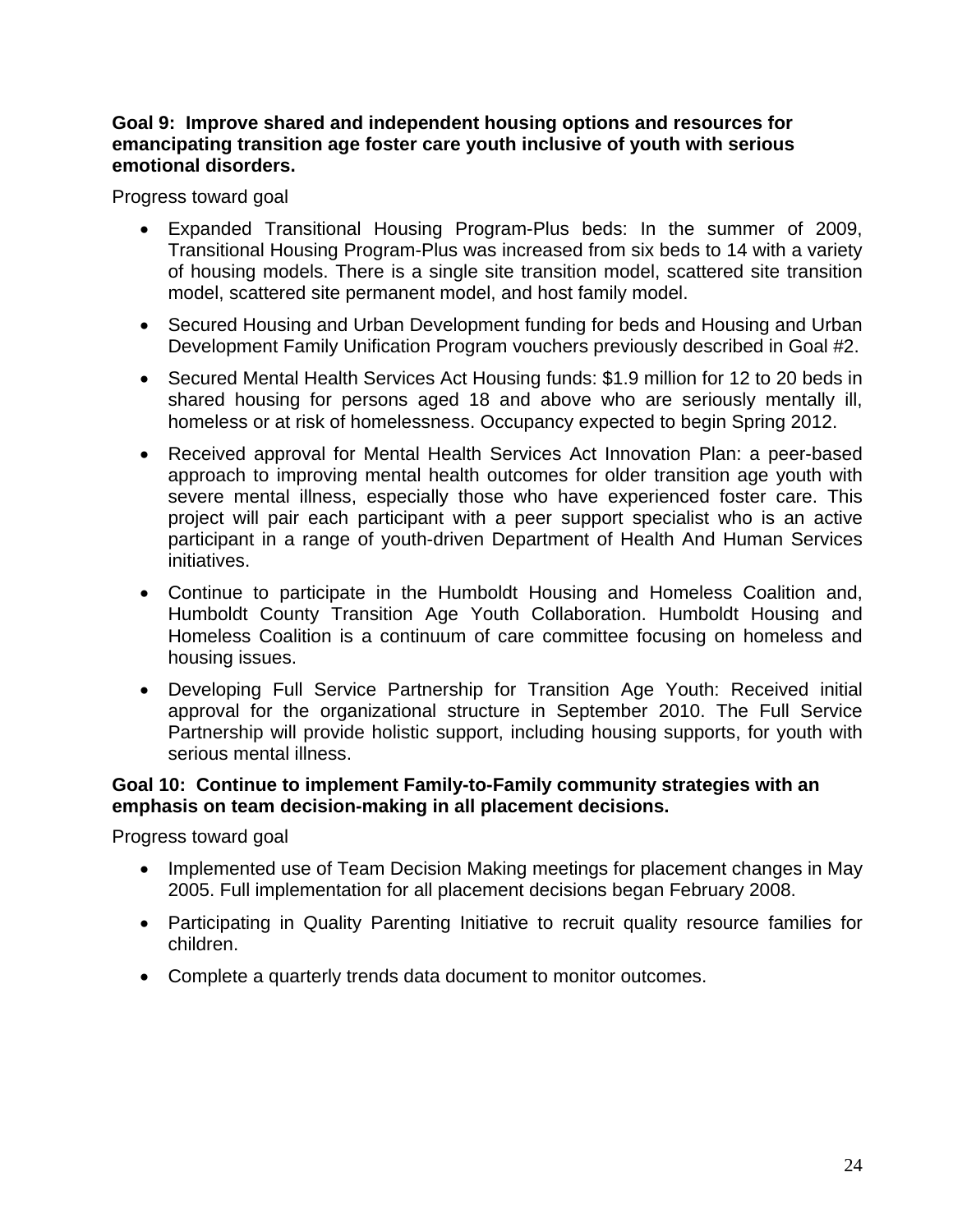**Goal 9: Improve shared and independent housing options and resources for emancipating transition age foster care youth inclusive of youth with serious emotional disorders.**

Progress toward goal

- Expanded Transitional Housing Program-Plus beds: In the summer of 2009, Transitional Housing Program-Plus was increased from six beds to 14 with a variety of housing models. There is a single site transition model, scattered site transition model, scattered site permanent model, and host family model.
- Secured Housing and Urban Development funding for beds and Housing and Urban Development Family Unification Program vouchers previously described in Goal #2.
- Secured Mental Health Services Act Housing funds: $1.9 million for 12 to 20 beds in shared housing for persons aged 18 and above who are seriously mentally ill, homeless or at risk of homelessness. Occupancy expected to begin Spring 2012.
- Received approval for Mental Health Services Act Innovation Plan: a peer-based approach to improving mental health outcomes for older transition age youth with severe mental illness, especially those who have experienced foster care. This project will pair each participant with a peer support specialist who is an active participant in a range of youth-driven Department of Health And Human Services initiatives.
- Continue to participate in the Humboldt Housing and Homeless Coalition and, Humboldt County Transition Age Youth Collaboration. Humboldt Housing and Homeless Coalition is a continuum of care committee focusing on homeless and housing issues.
- Developing Full Service Partnership for Transition Age Youth: Received initial approval for the organizational structure in September 2010. The Full Service Partnership will provide holistic support, including housing supports, for youth with serious mental illness.

**Goal 10: Continue to implement Family-to-Family community strategies with an emphasis on team decision-making in all placement decisions.**

Progress toward goal

- Implemented use of Team Decision Making meetings for placement changes in May 2005. Full implementation for all placement decisions began February 2008.
- Participating in Quality Parenting Initiative to recruit quality resource families for children.
- Complete a quarterly trends data document to monitor outcomes.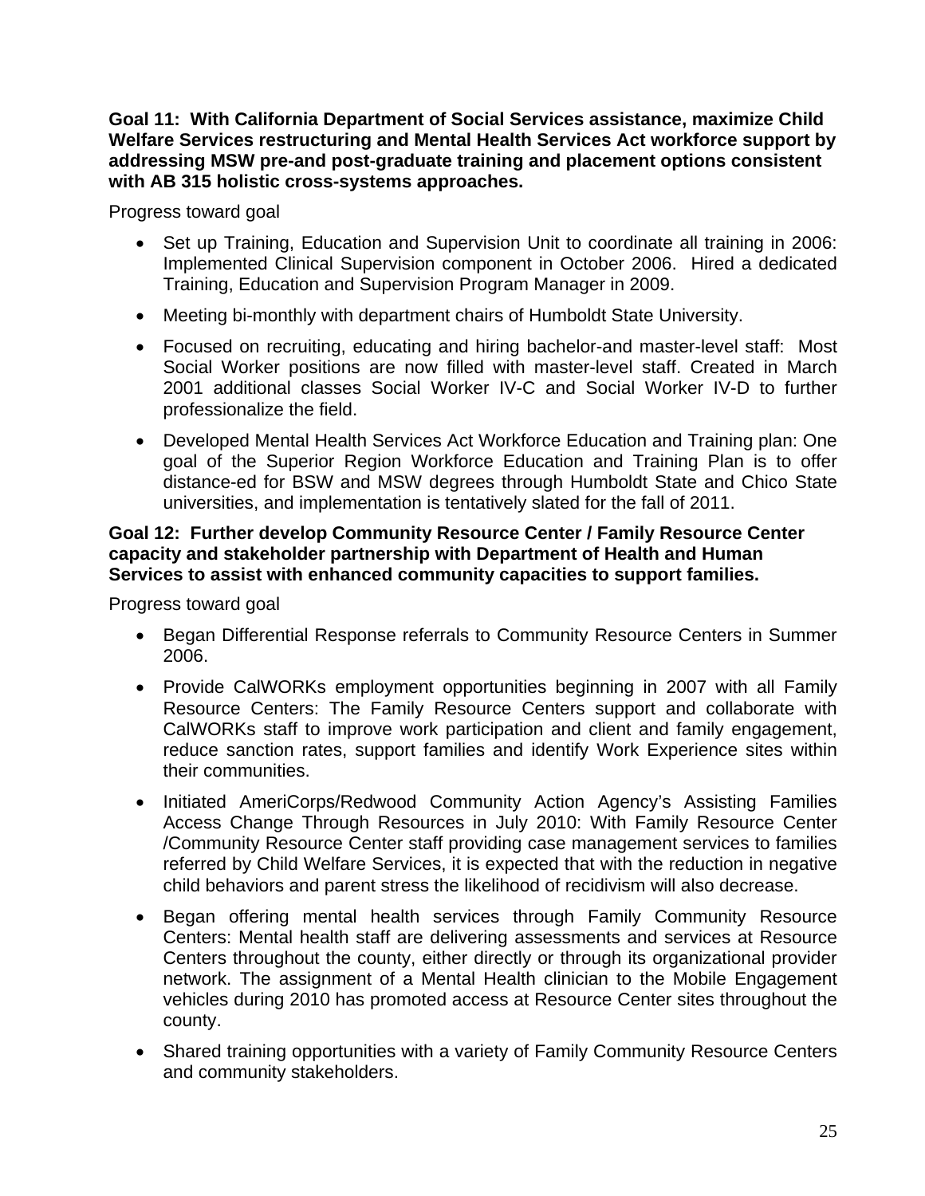**Goal 11: With California Department of Social Services assistance, maximize Child Welfare Services restructuring and Mental Health Services Act workforce support by addressing MSW pre-and post-graduate training and placement options consistent with AB 315 holistic cross-systems approaches.**

Progress toward goal

- Set up Training, Education and Supervision Unit to coordinate all training in 2006: Implemented Clinical Supervision component in October 2006. Hired a dedicated Training, Education and Supervision Program Manager in 2009.
- Meeting bi-monthly with department chairs of Humboldt State University.
- Focused on recruiting, educating and hiring bachelor-and master-level staff: Most Social Worker positions are now filled with master-level staff. Created in March 2001 additional classes Social Worker IV-C and Social Worker IV-D to further professionalize the field.
- Developed Mental Health Services Act Workforce Education and Training plan: One goal of the Superior Region Workforce Education and Training Plan is to offer distance-ed for BSW and MSW degrees through Humboldt State and Chico State universities, and implementation is tentatively slated for the fall of 2011.

**Goal 12: Further develop Community Resource Center / Family Resource Center capacity and stakeholder partnership with Department of Health and Human Services to assist with enhanced community capacities to support families.**

Progress toward goal

- Began Differential Response referrals to Community Resource Centers in Summer 2006.
- Provide CalWORKs employment opportunities beginning in 2007 with all Family Resource Centers: The Family Resource Centers support and collaborate with CalWORKs staff to improve work participation and client and family engagement, reduce sanction rates, support families and identify Work Experience sites within their communities.
- Initiated AmeriCorps/Redwood Community Action Agency's Assisting Families Access Change Through Resources in July 2010: With Family Resource Center /Community Resource Center staff providing case management services to families referred by Child Welfare Services, it is expected that with the reduction in negative child behaviors and parent stress the likelihood of recidivism will also decrease.
- Began offering mental health services through Family Community Resource Centers: Mental health staff are delivering assessments and services at Resource Centers throughout the county, either directly or through its organizational provider network. The assignment of a Mental Health clinician to the Mobile Engagement vehicles during 2010 has promoted access at Resource Center sites throughout the county.
- Shared training opportunities with a variety of Family Community Resource Centers and community stakeholders.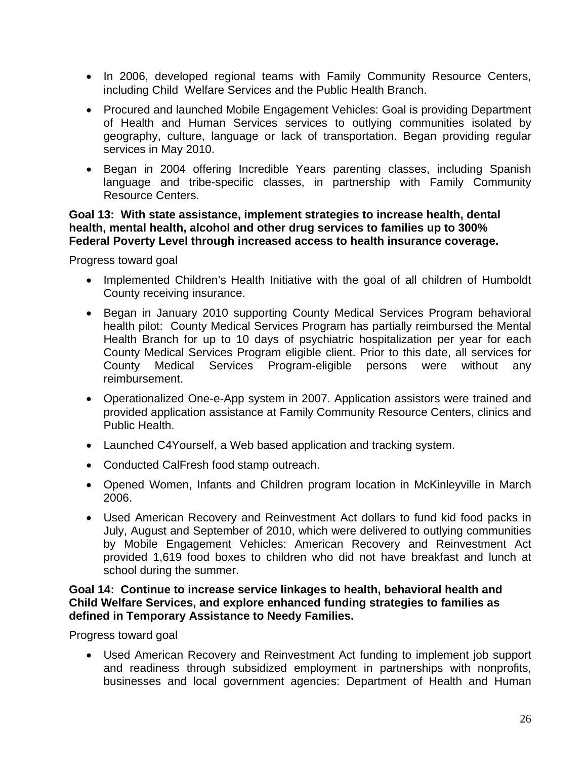- In 2006, developed regional teams with Family Community Resource Centers, including Child Welfare Services and the Public Health Branch.
- Procured and launched Mobile Engagement Vehicles: Goal is providing Department of Health and Human Services services to outlying communities isolated by geography, culture, language or lack of transportation. Began providing regular services in May 2010.
- Began in 2004 offering Incredible Years parenting classes, including Spanish language and tribe-specific classes, in partnership with Family Community Resource Centers.

**Goal 13: With state assistance, implement strategies to increase health, dental health, mental health, alcohol and other drug services to families up to 300% Federal Poverty Level through increased access to health insurance coverage.**

Progress toward goal

- Implemented Children's Health Initiative with the goal of all children of Humboldt County receiving insurance.
- Began in January 2010 supporting County Medical Services Program behavioral health pilot: County Medical Services Program has partially reimbursed the Mental Health Branch for up to 10 days of psychiatric hospitalization per year for each County Medical Services Program eligible client. Prior to this date, all services for County Medical Services Program-eligible persons were without any reimbursement.
- Operationalized One-e-App system in 2007. Application assistors were trained and provided application assistance at Family Community Resource Centers, clinics and Public Health.
- Launched C4Yourself, a Web based application and tracking system.
- Conducted CalFresh food stamp outreach.
- Opened Women, Infants and Children program location in McKinleyville in March 2006.
- Used American Recovery and Reinvestment Act dollars to fund kid food packs in July, August and September of 2010, which were delivered to outlying communities by Mobile Engagement Vehicles: American Recovery and Reinvestment Act provided 1,619 food boxes to children who did not have breakfast and lunch at school during the summer.

**Goal 14: Continue to increase service linkages to health, behavioral health and Child Welfare Services, and explore enhanced funding strategies to families as defined in Temporary Assistance to Needy Families.**

Progress toward goal

- Used American Recovery and Reinvestment Act funding to implement job support and readiness through subsidized employment in partnerships with nonprofits, businesses and local government agencies: Department of Health and Human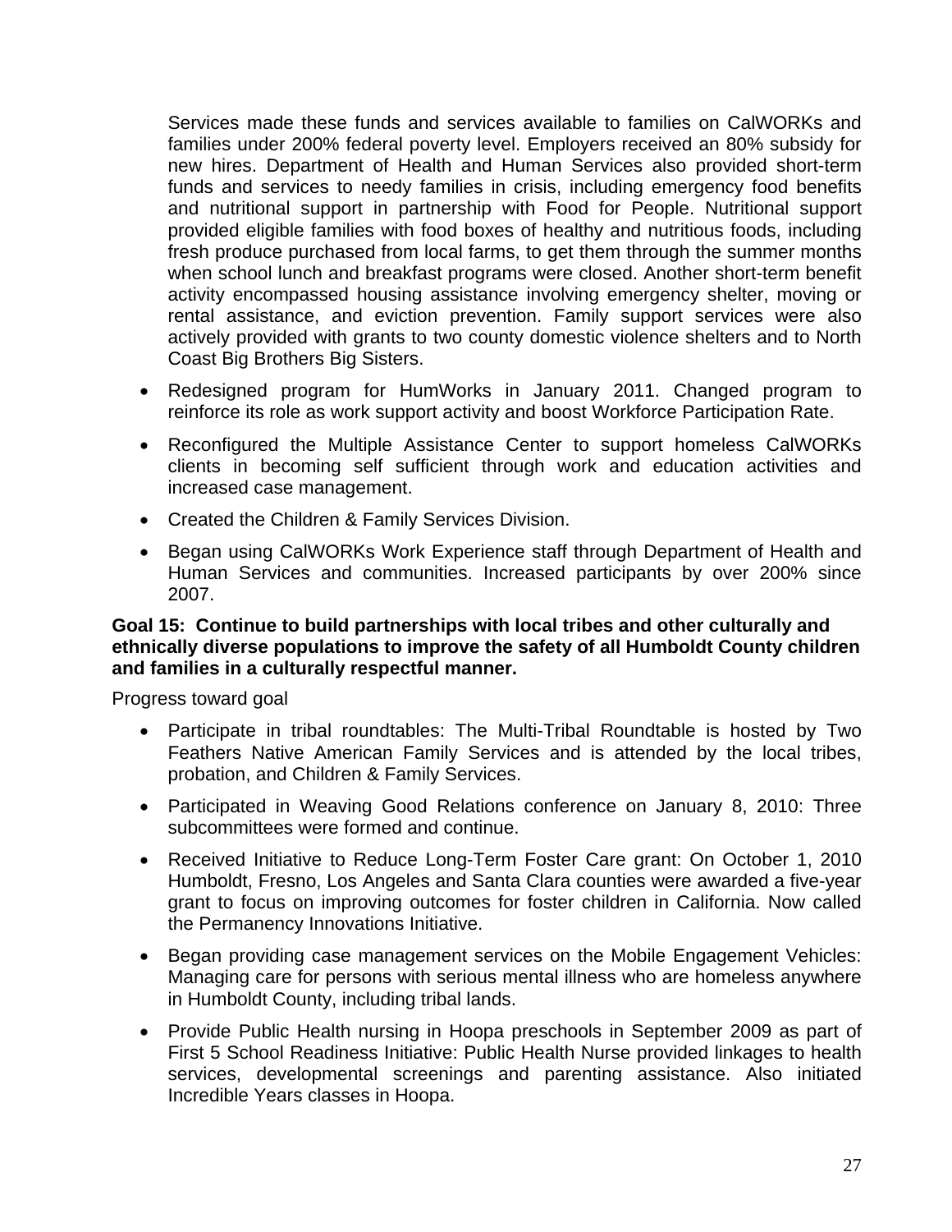Services made these funds and services available to families on CalWORKs and families under 200% federal poverty level. Employers received an 80% subsidy for new hires. Department of Health and Human Services also provided short-term funds and services to needy families in crisis, including emergency food benefits and nutritional support in partnership with Food for People. Nutritional support provided eligible families with food boxes of healthy and nutritious foods, including fresh produce purchased from local farms, to get them through the summer months when school lunch and breakfast programs were closed. Another short-term benefit activity encompassed housing assistance involving emergency shelter, moving or rental assistance, and eviction prevention. Family support services were also actively provided with grants to two county domestic violence shelters and to North Coast Big Brothers Big Sisters.

- Redesigned program for HumWorks in January 2011. Changed program to reinforce its role as work support activity and boost Workforce Participation Rate.
- Reconfigured the Multiple Assistance Center to support homeless CalWORKs clients in becoming self sufficient through work and education activities and increased case management.
- Created the Children & Family Services Division.
- Began using CalWORKs Work Experience staff through Department of Health and Human Services and communities. Increased participants by over 200% since 2007.

**Goal 15: Continue to build partnerships with local tribes and other culturally and ethnically diverse populations to improve the safety of all Humboldt County children and families in a culturally respectful manner.**

Progress toward goal

- Participate in tribal roundtables: The Multi-Tribal Roundtable is hosted by Two Feathers Native American Family Services and is attended by the local tribes, probation, and Children & Family Services.
- Participated in Weaving Good Relations conference on January 8, 2010: Three subcommittees were formed and continue.
- Received Initiative to Reduce Long-Term Foster Care grant: On October 1, 2010 Humboldt, Fresno, Los Angeles and Santa Clara counties were awarded a five-year grant to focus on improving outcomes for foster children in California. Now called the Permanency Innovations Initiative.
- Began providing case management services on the Mobile Engagement Vehicles: Managing care for persons with serious mental illness who are homeless anywhere in Humboldt County, including tribal lands.
- Provide Public Health nursing in Hoopa preschools in September 2009 as part of First 5 School Readiness Initiative: Public Health Nurse provided linkages to health services, developmental screenings and parenting assistance. Also initiated Incredible Years classes in Hoopa.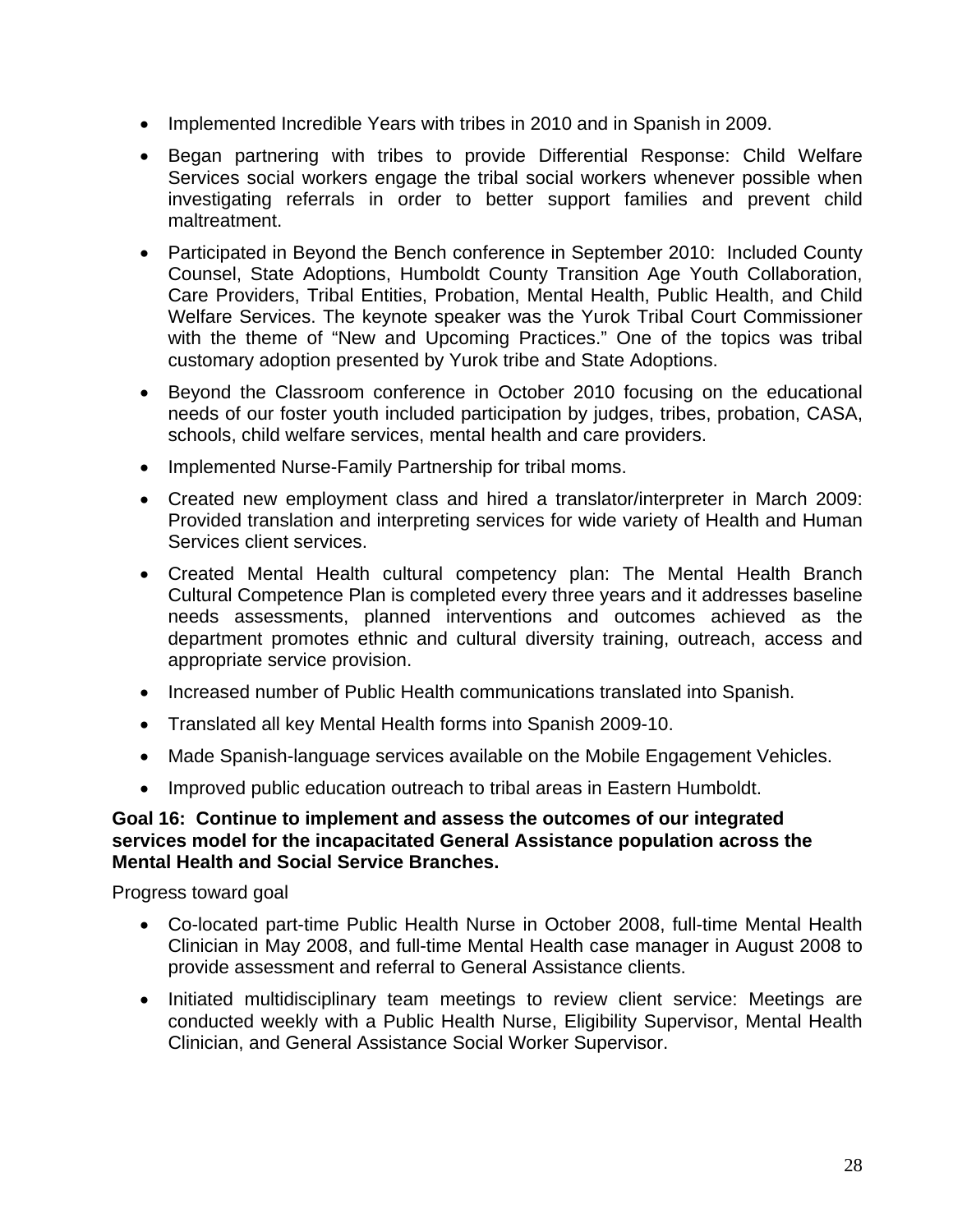- Implemented Incredible Years with tribes in 2010 and in Spanish in 2009.
- Began partnering with tribes to provide Differential Response: Child Welfare Services social workers engage the tribal social workers whenever possible when investigating referrals in order to better support families and prevent child maltreatment.
- Participated in Beyond the Bench conference in September 2010: Included County Counsel, State Adoptions, Humboldt County Transition Age Youth Collaboration, Care Providers, Tribal Entities, Probation, Mental Health, Public Health, and Child Welfare Services. The keynote speaker was the Yurok Tribal Court Commissioner with the theme of "New and Upcoming Practices." One of the topics was tribal customary adoption presented by Yurok tribe and State Adoptions.
- Beyond the Classroom conference in October 2010 focusing on the educational needs of our foster youth included participation by judges, tribes, probation, CASA, schools, child welfare services, mental health and care providers.
- Implemented Nurse-Family Partnership for tribal moms.
- Created new employment class and hired a translator/interpreter in March 2009: Provided translation and interpreting services for wide variety of Health and Human Services client services.
- Created Mental Health cultural competency plan: The Mental Health Branch Cultural Competence Plan is completed every three years and it addresses baseline needs assessments, planned interventions and outcomes achieved as the department promotes ethnic and cultural diversity training, outreach, access and appropriate service provision.
- Increased number of Public Health communications translated into Spanish.
- Translated all key Mental Health forms into Spanish 2009-10.
- Made Spanish-language services available on the Mobile Engagement Vehicles.
- Improved public education outreach to tribal areas in Eastern Humboldt.

**Goal 16: Continue to implement and assess the outcomes of our integrated services model for the incapacitated General Assistance population across the Mental Health and Social Service Branches.**

Progress toward goal

- Co-located part-time Public Health Nurse in October 2008, full-time Mental Health Clinician in May 2008, and full-time Mental Health case manager in August 2008 to provide assessment and referral to General Assistance clients.
- Initiated multidisciplinary team meetings to review client service: Meetings are conducted weekly with a Public Health Nurse, Eligibility Supervisor, Mental Health Clinician, and General Assistance Social Worker Supervisor.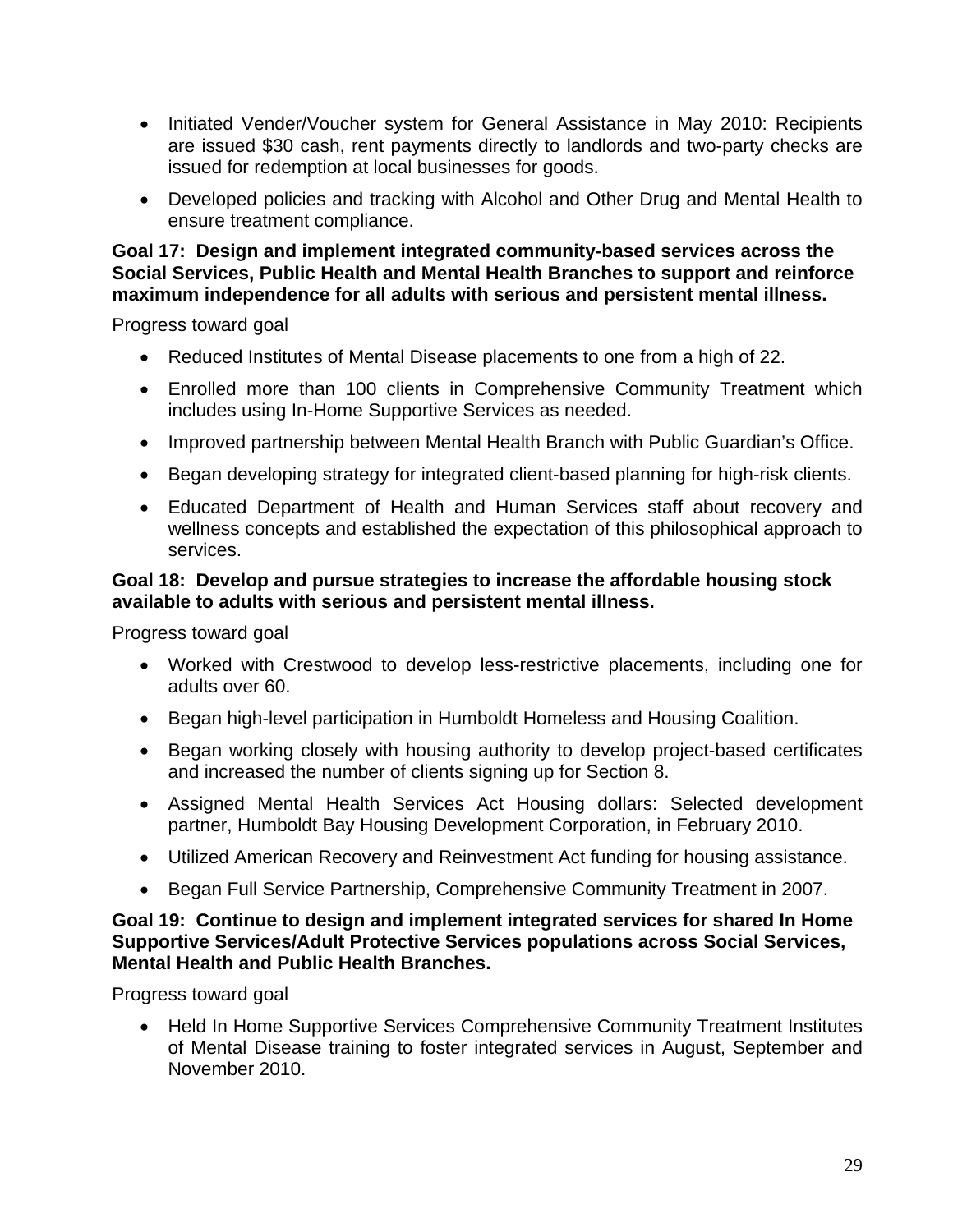- Initiated Vender/Voucher system for General Assistance in May 2010: Recipients are issued $30 cash, rent payments directly to landlords and two-party checks are issued for redemption at local businesses for goods.
- Developed policies and tracking with Alcohol and Other Drug and Mental Health to ensure treatment compliance.

**Goal 17: Design and implement integrated community-based services across the Social Services, Public Health and Mental Health Branches to support and reinforce maximum independence for all adults with serious and persistent mental illness.**

Progress toward goal

- Reduced Institutes of Mental Disease placements to one from a high of 22.
- Enrolled more than 100 clients in Comprehensive Community Treatment which includes using In-Home Supportive Services as needed.
- Improved partnership between Mental Health Branch with Public Guardian's Office.
- Began developing strategy for integrated client-based planning for high-risk clients.
- Educated Department of Health and Human Services staff about recovery and wellness concepts and established the expectation of this philosophical approach to services.

**Goal 18: Develop and pursue strategies to increase the affordable housing stock available to adults with serious and persistent mental illness.**

Progress toward goal

- Worked with Crestwood to develop less-restrictive placements, including one for adults over 60.
- Began high-level participation in Humboldt Homeless and Housing Coalition.
- Began working closely with housing authority to develop project-based certificates and increased the number of clients signing up for Section 8.
- Assigned Mental Health Services Act Housing dollars: Selected development partner, Humboldt Bay Housing Development Corporation, in February 2010.
- Utilized American Recovery and Reinvestment Act funding for housing assistance.
- Began Full Service Partnership, Comprehensive Community Treatment in 2007.

**Goal 19: Continue to design and implement integrated services for shared In Home Supportive Services/Adult Protective Services populations across Social Services, Mental Health and Public Health Branches.**

Progress toward goal

- Held In Home Supportive Services Comprehensive Community Treatment Institutes of Mental Disease training to foster integrated services in August, September and November 2010.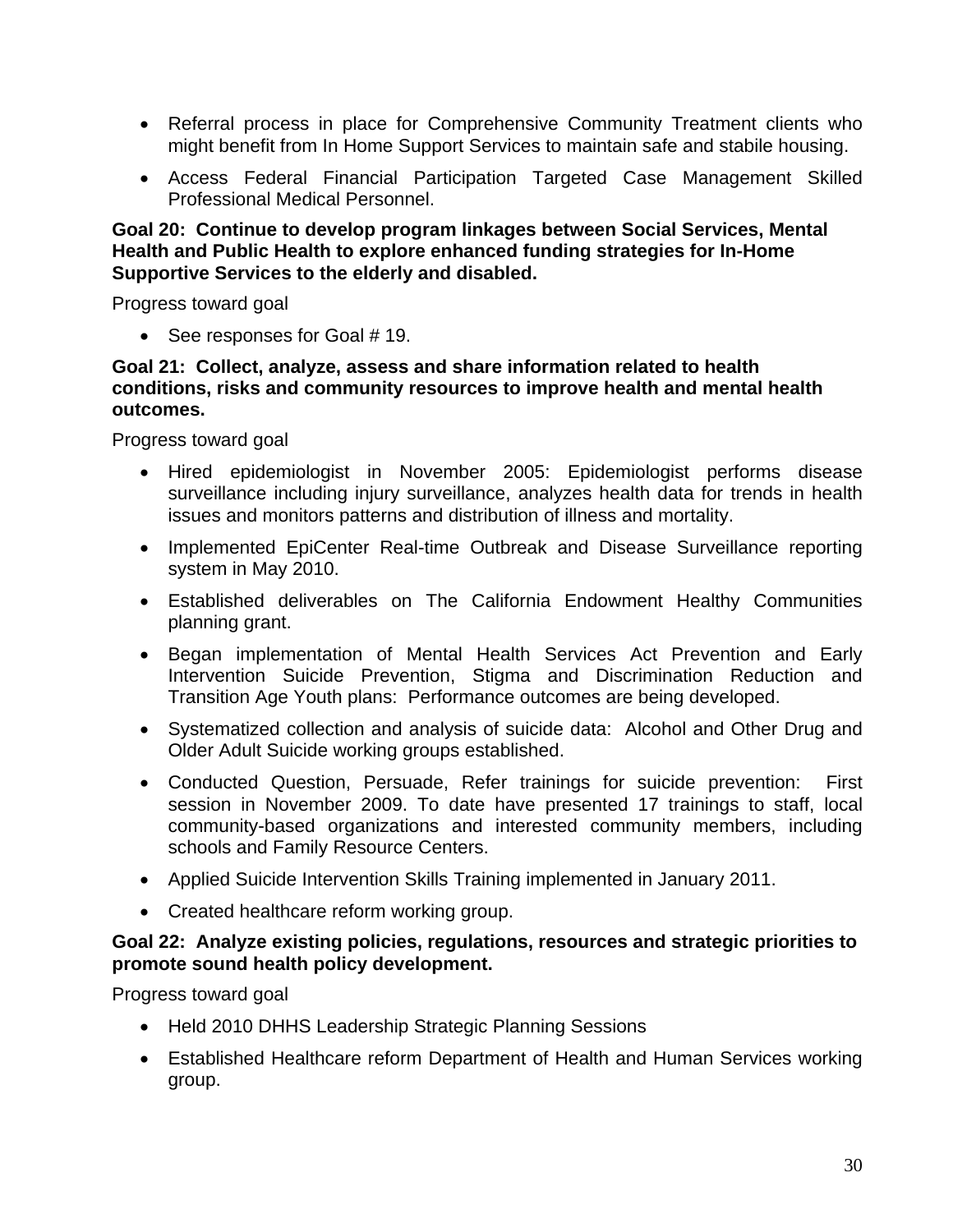- Referral process in place for Comprehensive Community Treatment clients who might benefit from In Home Support Services to maintain safe and stabile housing.
- Access Federal Financial Participation Targeted Case Management Skilled Professional Medical Personnel.

**Goal 20: Continue to develop program linkages between Social Services, Mental Health and Public Health to explore enhanced funding strategies for In-Home Supportive Services to the elderly and disabled.**

Progress toward goal

- See responses for Goal # 19.

**Goal 21: Collect, analyze, assess and share information related to health conditions, risks and community resources to improve health and mental health outcomes.**

Progress toward goal

- Hired epidemiologist in November 2005: Epidemiologist performs disease surveillance including injury surveillance, analyzes health data for trends in health issues and monitors patterns and distribution of illness and mortality.
- Implemented EpiCenter Real-time Outbreak and Disease Surveillance reporting system in May 2010.
- Established deliverables on The California Endowment Healthy Communities planning grant.
- Began implementation of Mental Health Services Act Prevention and Early Intervention Suicide Prevention, Stigma and Discrimination Reduction and Transition Age Youth plans: Performance outcomes are being developed.
- Systematized collection and analysis of suicide data: Alcohol and Other Drug and Older Adult Suicide working groups established.
- Conducted Question, Persuade, Refer trainings for suicide prevention: First session in November 2009. To date have presented 17 trainings to staff, local community-based organizations and interested community members, including schools and Family Resource Centers.
- Applied Suicide Intervention Skills Training implemented in January 2011.
- Created healthcare reform working group.

**Goal 22: Analyze existing policies, regulations, resources and strategic priorities to promote sound health policy development.**

Progress toward goal

- Held 2010 DHHS Leadership Strategic Planning Sessions
- Established Healthcare reform Department of Health and Human Services working group.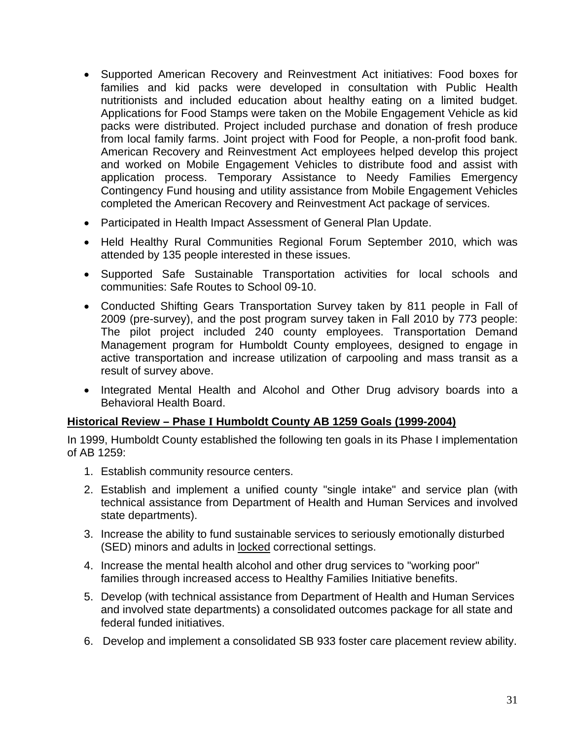- Supported American Recovery and Reinvestment Act initiatives: Food boxes for families and kid packs were developed in consultation with Public Health nutritionists and included education about healthy eating on a limited budget. Applications for Food Stamps were taken on the Mobile Engagement Vehicle as kid packs were distributed. Project included purchase and donation of fresh produce from local family farms. Joint project with Food for People, a non-profit food bank. American Recovery and Reinvestment Act employees helped develop this project and worked on Mobile Engagement Vehicles to distribute food and assist with application process. Temporary Assistance to Needy Families Emergency Contingency Fund housing and utility assistance from Mobile Engagement Vehicles completed the American Recovery and Reinvestment Act package of services.
- Participated in Health Impact Assessment of General Plan Update.
- Held Healthy Rural Communities Regional Forum September 2010, which was attended by 135 people interested in these issues.
- Supported Safe Sustainable Transportation activities for local schools and communities: Safe Routes to School 09-10.
- Conducted Shifting Gears Transportation Survey taken by 811 people in Fall of 2009 (pre-survey), and the post program survey taken in Fall 2010 by 773 people: The pilot project included 240 county employees. Transportation Demand Management program for Humboldt County employees, designed to engage in active transportation and increase utilization of carpooling and mass transit as a result of survey above.
- Integrated Mental Health and Alcohol and Other Drug advisory boards into a Behavioral Health Board.

**Historical Review – Phase I Humboldt County AB 1259 Goals (1999-2004)**

In 1999, Humboldt County established the following ten goals in its Phase I implementation of AB 1259:

1. Establish community resource centers.
2. Establish and implement a unified county "single intake" and service plan (with technical assistance from Department of Health and Human Services and involved state departments).
3. Increase the ability to fund sustainable services to seriously emotionally disturbed (SED) minors and adults in locked correctional settings.
4. Increase the mental health alcohol and other drug services to "working poor" families through increased access to Healthy Families Initiative benefits.
5. Develop (with technical assistance from Department of Health and Human Services and involved state departments) a consolidated outcomes package for all state and federal funded initiatives.
6. Develop and implement a consolidated SB 933 foster care placement review ability.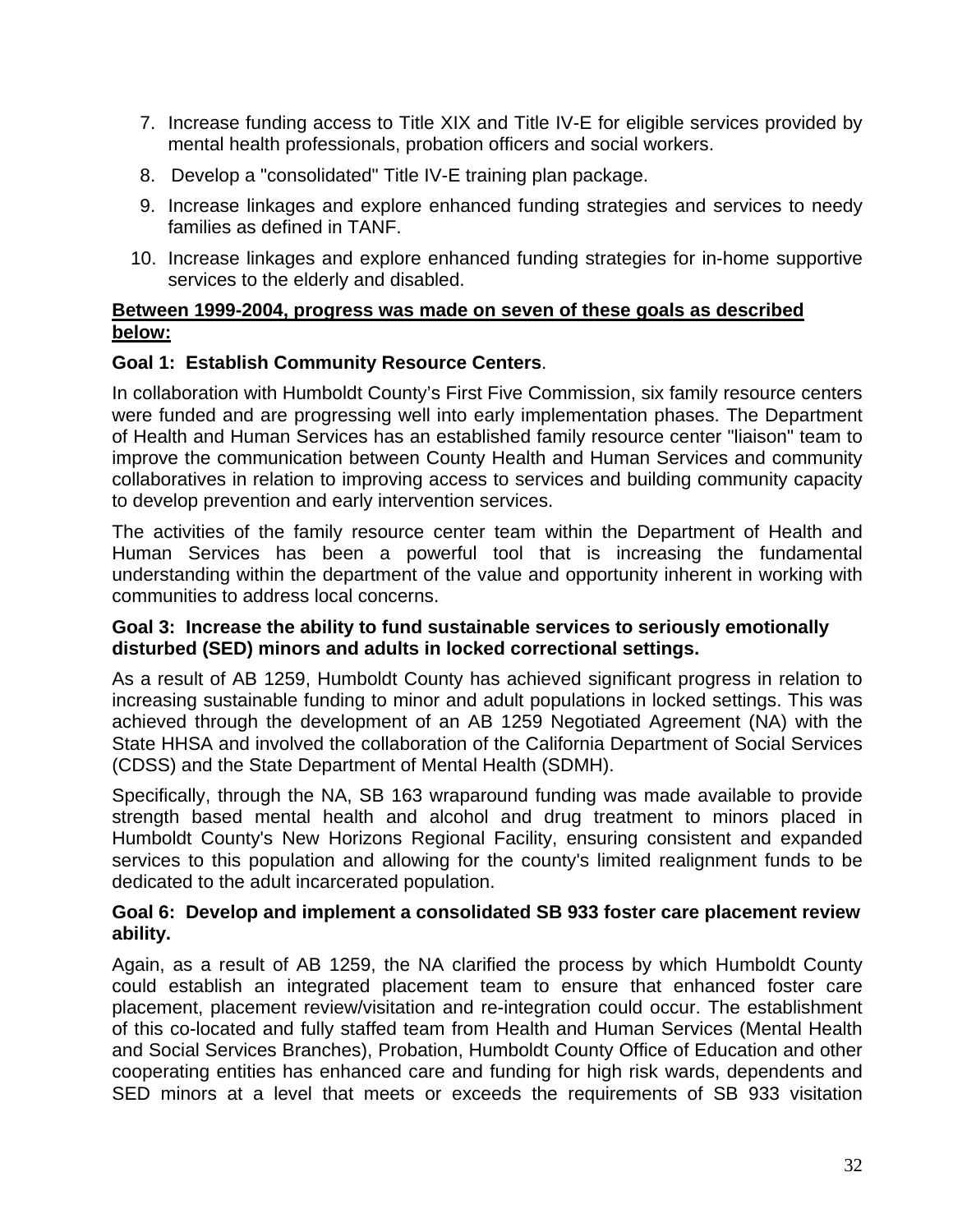7. Increase funding access to Title XIX and Title IV-E for eligible services provided by mental health professionals, probation officers and social workers.
8. Develop a "consolidated" Title IV-E training plan package.
9. Increase linkages and explore enhanced funding strategies and services to needy families as defined in TANF.
10. Increase linkages and explore enhanced funding strategies for in-home supportive services to the elderly and disabled.

**Between 1999-2004, progress was made on seven of these goals as described below:**

**Goal 1: Establish Community Resource Centers**.

In collaboration with Humboldt County's First Five Commission, six family resource centers were funded and are progressing well into early implementation phases. The Department of Health and Human Services has an established family resource center "liaison" team to improve the communication between County Health and Human Services and community collaboratives in relation to improving access to services and building community capacity to develop prevention and early intervention services.

The activities of the family resource center team within the Department of Health and Human Services has been a powerful tool that is increasing the fundamental understanding within the department of the value and opportunity inherent in working with communities to address local concerns.

**Goal 3: Increase the ability to fund sustainable services to seriously emotionally disturbed (SED) minors and adults in locked correctional settings.**

As a result of AB 1259, Humboldt County has achieved significant progress in relation to increasing sustainable funding to minor and adult populations in locked settings. This was achieved through the development of an AB 1259 Negotiated Agreement (NA) with the State HHSA and involved the collaboration of the California Department of Social Services (CDSS) and the State Department of Mental Health (SDMH).

Specifically, through the NA, SB 163 wraparound funding was made available to provide strength based mental health and alcohol and drug treatment to minors placed in Humboldt County's New Horizons Regional Facility, ensuring consistent and expanded services to this population and allowing for the county's limited realignment funds to be dedicated to the adult incarcerated population.

**Goal 6: Develop and implement a consolidated SB 933 foster care placement review ability.**

Again, as a result of AB 1259, the NA clarified the process by which Humboldt County could establish an integrated placement team to ensure that enhanced foster care placement, placement review/visitation and re-integration could occur. The establishment of this co-located and fully staffed team from Health and Human Services (Mental Health and Social Services Branches), Probation, Humboldt County Office of Education and other cooperating entities has enhanced care and funding for high risk wards, dependents and SED minors at a level that meets or exceeds the requirements of SB 933 visitation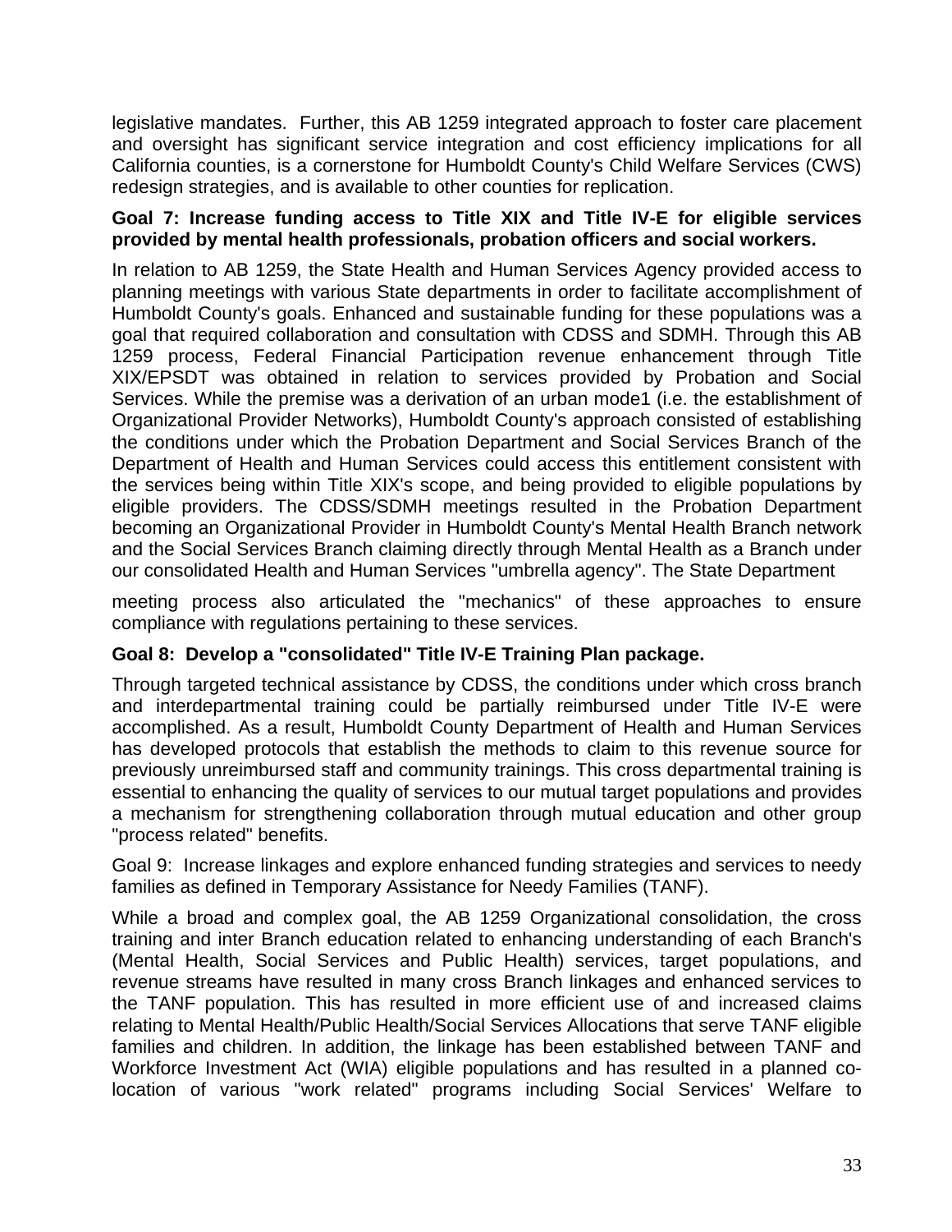legislative mandates. Further, this AB 1259 integrated approach to foster care placement and oversight has significant service integration and cost efficiency implications for all California counties, is a cornerstone for Humboldt County's Child Welfare Services (CWS) redesign strategies, and is available to other counties for replication.

**Goal 7: Increase funding access to Title XIX and Title IV-E for eligible services provided by mental health professionals, probation officers and social workers.**

In relation to AB 1259, the State Health and Human Services Agency provided access to planning meetings with various State departments in order to facilitate accomplishment of Humboldt County's goals. Enhanced and sustainable funding for these populations was a goal that required collaboration and consultation with CDSS and SDMH. Through this AB 1259 process, Federal Financial Participation revenue enhancement through Title XIX/EPSDT was obtained in relation to services provided by Probation and Social Services. While the premise was a derivation of an urban mode1 (i.e. the establishment of Organizational Provider Networks), Humboldt County's approach consisted of establishing the conditions under which the Probation Department and Social Services Branch of the Department of Health and Human Services could access this entitlement consistent with the services being within Title XIX's scope, and being provided to eligible populations by eligible providers. The CDSS/SDMH meetings resulted in the Probation Department becoming an Organizational Provider in Humboldt County's Mental Health Branch network and the Social Services Branch claiming directly through Mental Health as a Branch under our consolidated Health and Human Services "umbrella agency". The State Department meeting process also articulated the "mechanics" of these approaches to ensure compliance with regulations pertaining to these services.

**Goal 8: Develop a "consolidated" Title IV-E Training Plan package.**

Through targeted technical assistance by CDSS, the conditions under which cross branch and interdepartmental training could be partially reimbursed under Title IV-E were accomplished. As a result, Humboldt County Department of Health and Human Services has developed protocols that establish the methods to claim to this revenue source for previously unreimbursed staff and community trainings. This cross departmental training is essential to enhancing the quality of services to our mutual target populations and provides a mechanism for strengthening collaboration through mutual education and other group "process related" benefits.

Goal 9: Increase linkages and explore enhanced funding strategies and services to needy families as defined in Temporary Assistance for Needy Families (TANF).

While a broad and complex goal, the AB 1259 Organizational consolidation, the cross training and inter Branch education related to enhancing understanding of each Branch's (Mental Health, Social Services and Public Health) services, target populations, and revenue streams have resulted in many cross Branch linkages and enhanced services to the TANF population. This has resulted in more efficient use of and increased claims relating to Mental Health/Public Health/Social Services Allocations that serve TANF eligible families and children. In addition, the linkage has been established between TANF and Workforce Investment Act (WIA) eligible populations and has resulted in a planned co-location of various "work related" programs including Social Services' Welfare to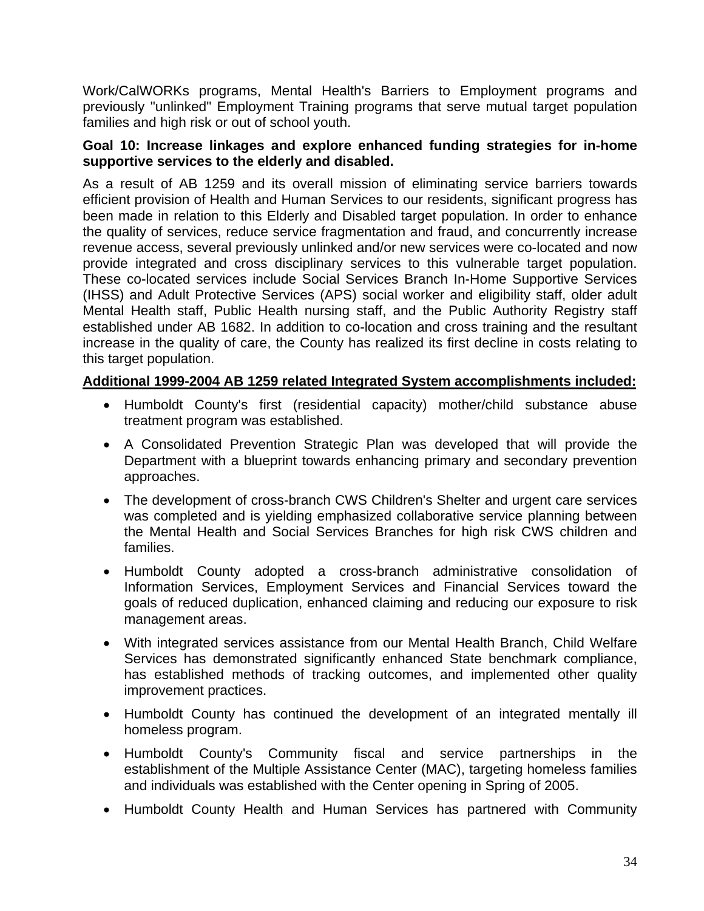Work/CalWORKs programs, Mental Health's Barriers to Employment programs and previously "unlinked" Employment Training programs that serve mutual target population families and high risk or out of school youth.

**Goal 10: Increase linkages and explore enhanced funding strategies for in-home supportive services to the elderly and disabled.**

As a result of AB 1259 and its overall mission of eliminating service barriers towards efficient provision of Health and Human Services to our residents, significant progress has been made in relation to this Elderly and Disabled target population. In order to enhance the quality of services, reduce service fragmentation and fraud, and concurrently increase revenue access, several previously unlinked and/or new services were co-located and now provide integrated and cross disciplinary services to this vulnerable target population. These co-located services include Social Services Branch In-Home Supportive Services (IHSS) and Adult Protective Services (APS) social worker and eligibility staff, older adult Mental Health staff, Public Health nursing staff, and the Public Authority Registry staff established under AB 1682. In addition to co-location and cross training and the resultant increase in the quality of care, the County has realized its first decline in costs relating to this target population.

**Additional 1999-2004 AB 1259 related Integrated System accomplishments included:**

- Humboldt County's first (residential capacity) mother/child substance abuse treatment program was established.
- A Consolidated Prevention Strategic Plan was developed that will provide the Department with a blueprint towards enhancing primary and secondary prevention approaches.
- The development of cross-branch CWS Children's Shelter and urgent care services was completed and is yielding emphasized collaborative service planning between the Mental Health and Social Services Branches for high risk CWS children and families.
- Humboldt County adopted a cross-branch administrative consolidation of Information Services, Employment Services and Financial Services toward the goals of reduced duplication, enhanced claiming and reducing our exposure to risk management areas.
- With integrated services assistance from our Mental Health Branch, Child Welfare Services has demonstrated significantly enhanced State benchmark compliance, has established methods of tracking outcomes, and implemented other quality improvement practices.
- Humboldt County has continued the development of an integrated mentally ill homeless program.
- Humboldt County's Community fiscal and service partnerships in the establishment of the Multiple Assistance Center (MAC), targeting homeless families and individuals was established with the Center opening in Spring of 2005.
- Humboldt County Health and Human Services has partnered with Community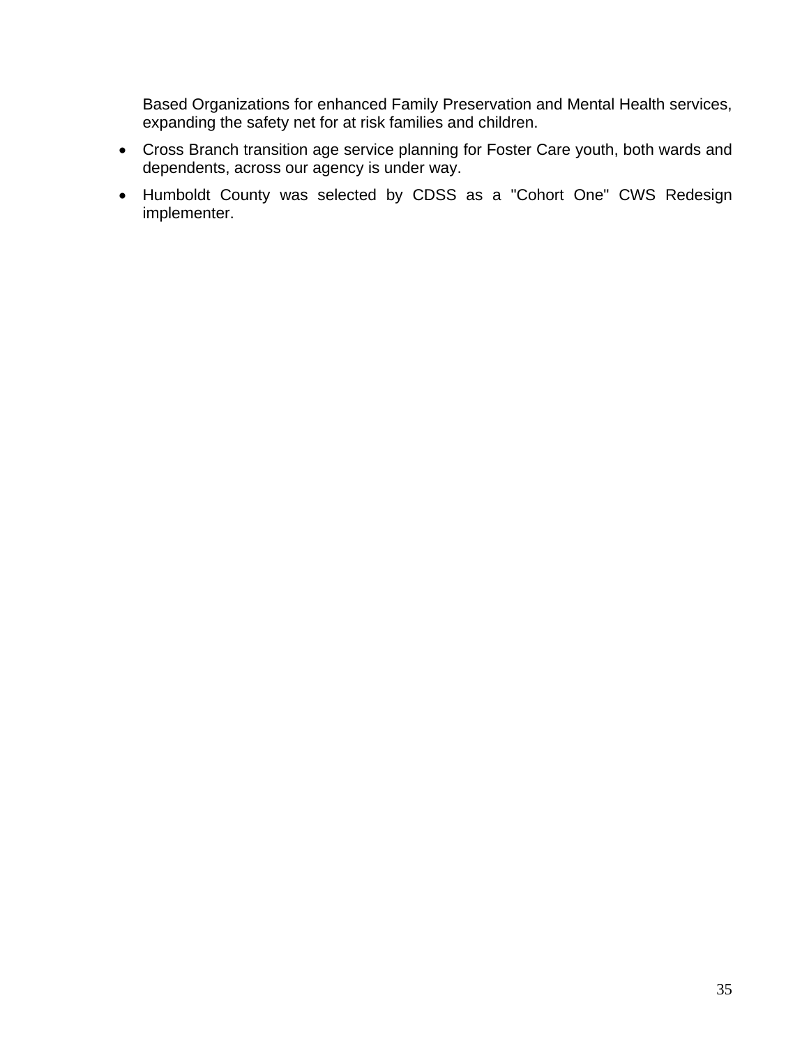Based Organizations for enhanced Family Preservation and Mental Health services, expanding the safety net for at risk families and children.

- Cross Branch transition age service planning for Foster Care youth, both wards and dependents, across our agency is under way.
- Humboldt County was selected by CDSS as a "Cohort One" CWS Redesign implementer.